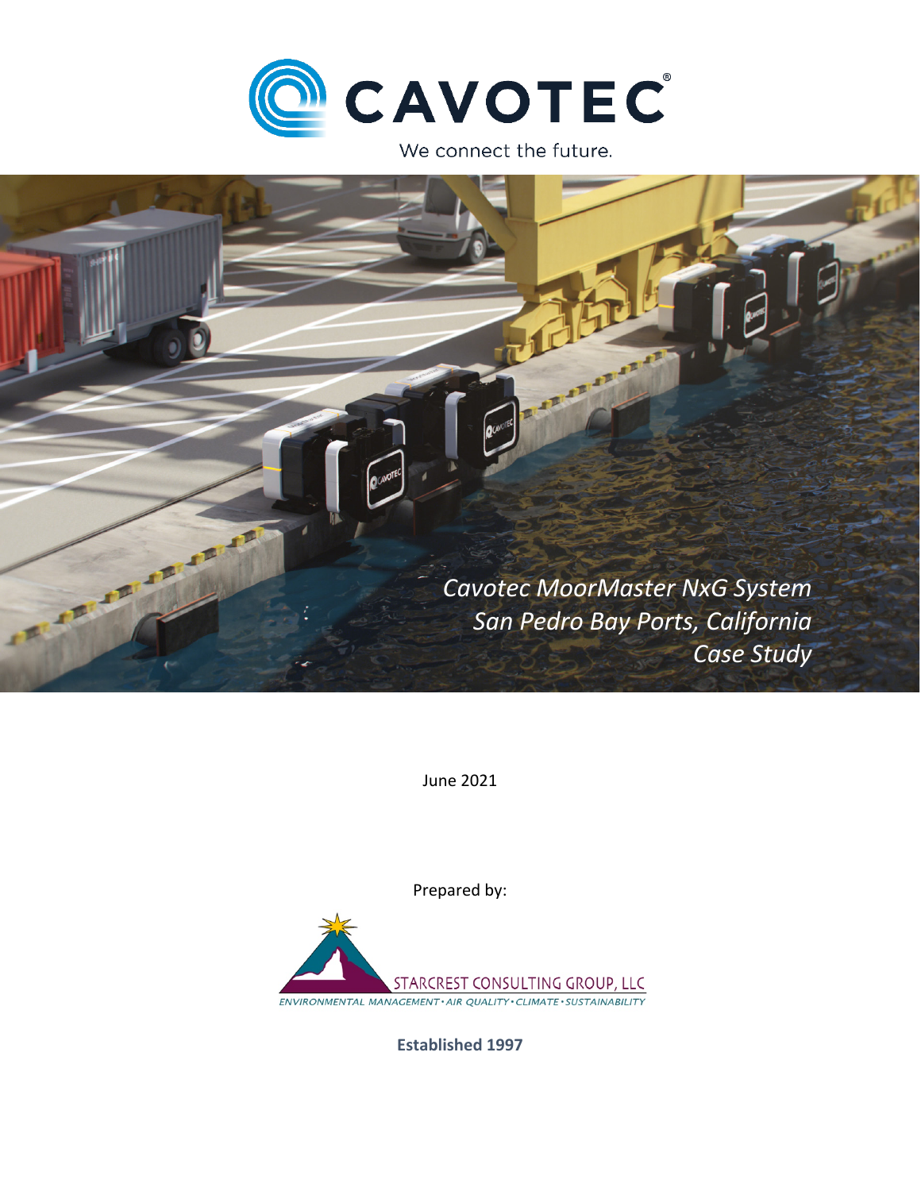CAVOTEC

We connect the future.

*Cavotec MoorMaster NxG System*
*San Pedro Bay Ports, California*
*Case Study*

June 2021

Prepared by:

STARCREST CONSULTING GROUP, LLC

*ENVIRONMENTAL MANAGEMENT • AIR QUALITY • CLIMATE • SUSTAINABILITY*

**Established 1997**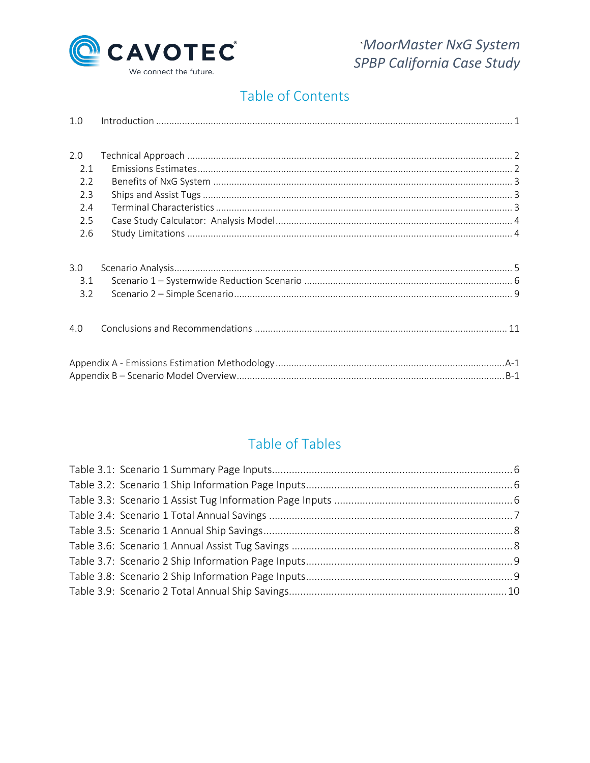# Table of Contents

| | | |
|---|---|---|
| 1.0 | Introduction | 1 |
| 2.0 | Technical Approach | 2 |
| 2.1 | Emissions Estimates | 2 |
| 2.2 | Benefits of NxG System | 3 |
| 2.3 | Ships and Assist Tugs | 3 |
| 2.4 | Terminal Characteristics | 3 |
| 2.5 | Case Study Calculator: Analysis Model | 4 |
| 2.6 | Study Limitations | 4 |
| 3.0 | Scenario Analysis | 5 |
| 3.1 | Scenario 1 – Systemwide Reduction Scenario | 6 |
| 3.2 | Scenario 2 – Simple Scenario | 9 |
| 4.0 | Conclusions and Recommendations | 11 |
| | Appendix A - Emissions Estimation Methodology | A-1 |
| | Appendix B – Scenario Model Overview | B-1 |

# Table of Tables

| | |
|---|---|
| Table 3.1: Scenario 1 Summary Page Inputs | 6 |
| Table 3.2: Scenario 1 Ship Information Page Inputs | 6 |
| Table 3.3: Scenario 1 Assist Tug Information Page Inputs | 6 |
| Table 3.4: Scenario 1 Total Annual Savings | 7 |
| Table 3.5: Scenario 1 Annual Ship Savings | 8 |
| Table 3.6: Scenario 1 Annual Assist Tug Savings | 8 |
| Table 3.7: Scenario 2 Ship Information Page Inputs | 9 |
| Table 3.8: Scenario 2 Ship Information Page Inputs | 9 |
| Table 3.9: Scenario 2 Total Annual Ship Savings | 10 |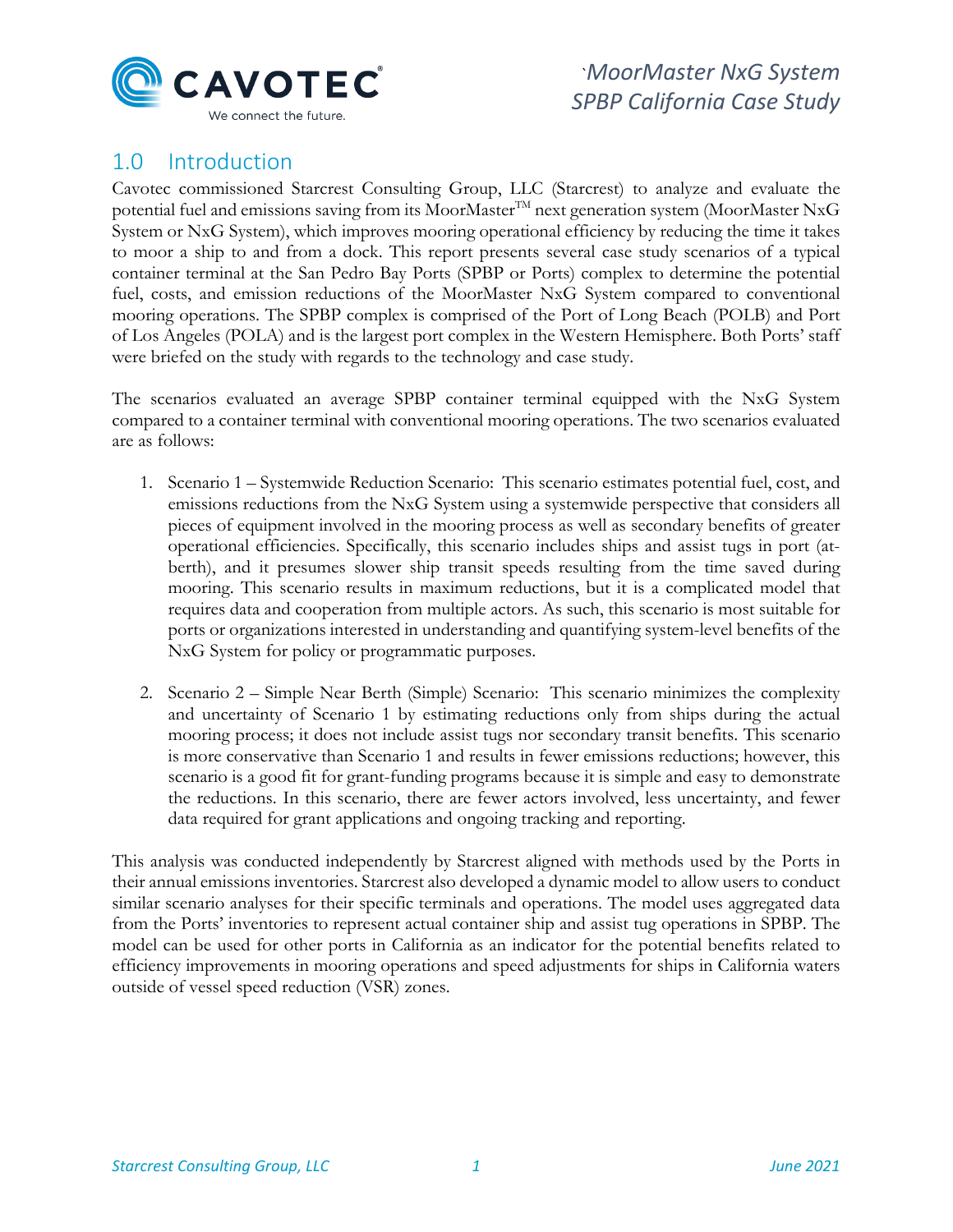## 1.0 Introduction

Cavotec commissioned Starcrest Consulting Group, LLC (Starcrest) to analyze and evaluate the potential fuel and emissions saving from its MoorMaster™ next generation system (MoorMaster NxG System or NxG System), which improves mooring operational efficiency by reducing the time it takes to moor a ship to and from a dock. This report presents several case study scenarios of a typical container terminal at the San Pedro Bay Ports (SPBP or Ports) complex to determine the potential fuel, costs, and emission reductions of the MoorMaster NxG System compared to conventional mooring operations. The SPBP complex is comprised of the Port of Long Beach (POLB) and Port of Los Angeles (POLA) and is the largest port complex in the Western Hemisphere. Both Ports' staff were briefed on the study with regards to the technology and case study.

The scenarios evaluated an average SPBP container terminal equipped with the NxG System compared to a container terminal with conventional mooring operations. The two scenarios evaluated are as follows:

1. Scenario 1 – Systemwide Reduction Scenario: This scenario estimates potential fuel, cost, and emissions reductions from the NxG System using a systemwide perspective that considers all pieces of equipment involved in the mooring process as well as secondary benefits of greater operational efficiencies. Specifically, this scenario includes ships and assist tugs in port (at-berth), and it presumes slower ship transit speeds resulting from the time saved during mooring. This scenario results in maximum reductions, but it is a complicated model that requires data and cooperation from multiple actors. As such, this scenario is most suitable for ports or organizations interested in understanding and quantifying system-level benefits of the NxG System for policy or programmatic purposes.

2. Scenario 2 – Simple Near Berth (Simple) Scenario: This scenario minimizes the complexity and uncertainty of Scenario 1 by estimating reductions only from ships during the actual mooring process; it does not include assist tugs nor secondary transit benefits. This scenario is more conservative than Scenario 1 and results in fewer emissions reductions; however, this scenario is a good fit for grant-funding programs because it is simple and easy to demonstrate the reductions. In this scenario, there are fewer actors involved, less uncertainty, and fewer data required for grant applications and ongoing tracking and reporting.

This analysis was conducted independently by Starcrest aligned with methods used by the Ports in their annual emissions inventories. Starcrest also developed a dynamic model to allow users to conduct similar scenario analyses for their specific terminals and operations. The model uses aggregated data from the Ports' inventories to represent actual container ship and assist tug operations in SPBP. The model can be used for other ports in California as an indicator for the potential benefits related to efficiency improvements in mooring operations and speed adjustments for ships in California waters outside of vessel speed reduction (VSR) zones.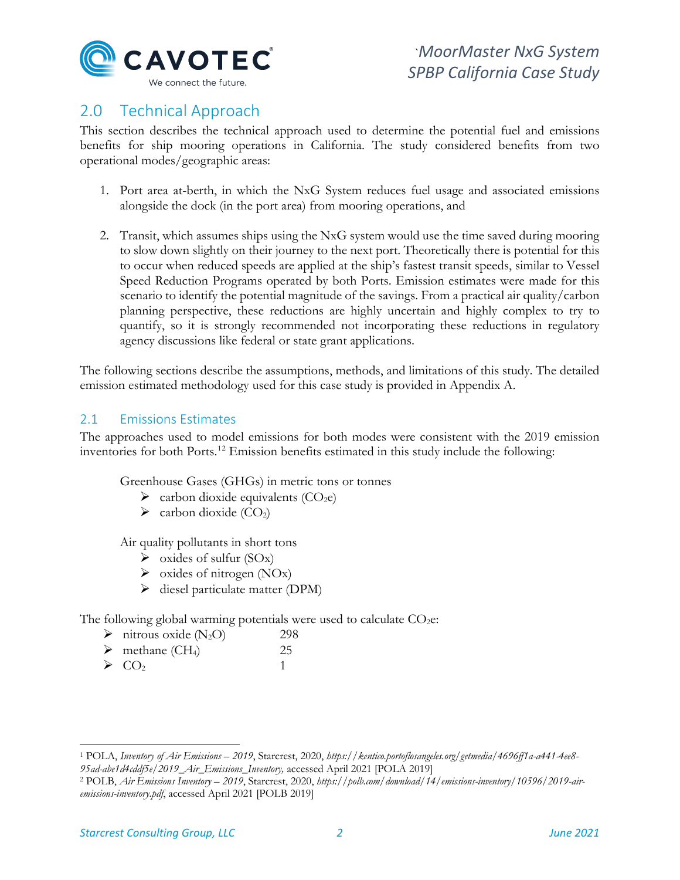## 2.0 Technical Approach

This section describes the technical approach used to determine the potential fuel and emissions benefits for ship mooring operations in California. The study considered benefits from two operational modes/geographic areas:

1. Port area at-berth, in which the NxG System reduces fuel usage and associated emissions alongside the dock (in the port area) from mooring operations, and

2. Transit, which assumes ships using the NxG system would use the time saved during mooring to slow down slightly on their journey to the next port. Theoretically there is potential for this to occur when reduced speeds are applied at the ship's fastest transit speeds, similar to Vessel Speed Reduction Programs operated by both Ports. Emission estimates were made for this scenario to identify the potential magnitude of the savings. From a practical air quality/carbon planning perspective, these reductions are highly uncertain and highly complex to try to quantify, so it is strongly recommended not incorporating these reductions in regulatory agency discussions like federal or state grant applications.

The following sections describe the assumptions, methods, and limitations of this study. The detailed emission estimated methodology used for this case study is provided in Appendix A.

### 2.1 Emissions Estimates

The approaches used to model emissions for both modes were consistent with the 2019 emission inventories for both Ports.[1,2] Emission benefits estimated in this study include the following:

Greenhouse Gases (GHGs) in metric tons or tonnes

- carbon dioxide equivalents ($CO_2e$)
- carbon dioxide ($CO_2$)

Air quality pollutants in short tons

- oxides of sulfur (SOx)
- oxides of nitrogen (NOx)
- diesel particulate matter (DPM)

The following global warming potentials were used to calculate $CO_2e$:

- nitrous oxide ($N_2O$) 298
- methane ($CH_4$) 25
- $CO_2$ 1

---

[1] POLA, *Inventory of Air Emissions – 2019*, Starcrest, 2020, *https://kentico.portoflosangeles.org/getmedia/4696ff1a-a441-4ee8-95ad-abe1d4cddf5e/2019_Air_Emissions_Inventory,* accessed April 2021 [POLA 2019]

[2] POLB, *Air Emissions Inventory – 2019*, Starcrest, 2020, *https://polb.com/download/14/emissions-inventory/10596/2019-air-emissions-inventory.pdf,* accessed April 2021 [POLB 2019]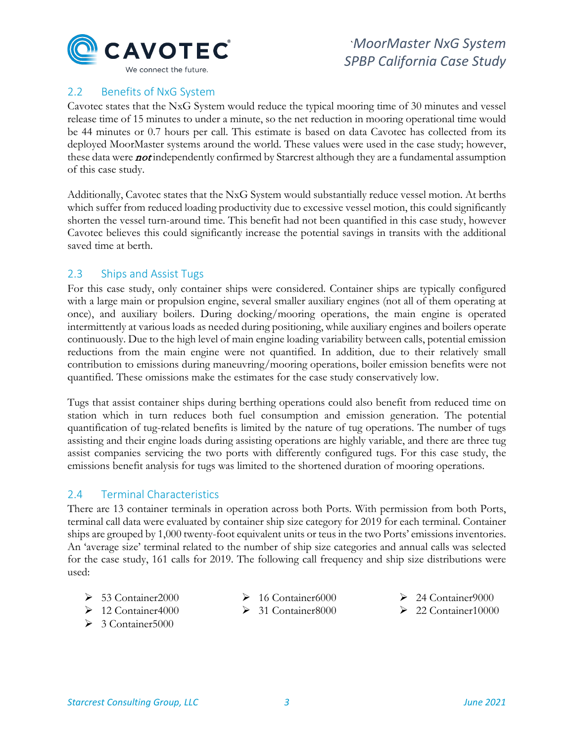## 2.2 Benefits of NxG System

Cavotec states that the NxG System would reduce the typical mooring time of 30 minutes and vessel release time of 15 minutes to under a minute, so the net reduction in mooring operational time would be 44 minutes or 0.7 hours per call. This estimate is based on data Cavotec has collected from its deployed MoorMaster systems around the world. These values were used in the case study; however, these data were ***not*** independently confirmed by Starcrest although they are a fundamental assumption of this case study.

Additionally, Cavotec states that the NxG System would substantially reduce vessel motion. At berths which suffer from reduced loading productivity due to excessive vessel motion, this could significantly shorten the vessel turn-around time. This benefit had not been quantified in this case study, however Cavotec believes this could significantly increase the potential savings in transits with the additional saved time at berth.

## 2.3 Ships and Assist Tugs

For this case study, only container ships were considered. Container ships are typically configured with a large main or propulsion engine, several smaller auxiliary engines (not all of them operating at once), and auxiliary boilers. During docking/mooring operations, the main engine is operated intermittently at various loads as needed during positioning, while auxiliary engines and boilers operate continuously. Due to the high level of main engine loading variability between calls, potential emission reductions from the main engine were not quantified. In addition, due to their relatively small contribution to emissions during maneuvring/mooring operations, boiler emission benefits were not quantified. These omissions make the estimates for the case study conservatively low.

Tugs that assist container ships during berthing operations could also benefit from reduced time on station which in turn reduces both fuel consumption and emission generation. The potential quantification of tug-related benefits is limited by the nature of tug operations. The number of tugs assisting and their engine loads during assisting operations are highly variable, and there are three tug assist companies servicing the two ports with differently configured tugs. For this case study, the emissions benefit analysis for tugs was limited to the shortened duration of mooring operations.

## 2.4 Terminal Characteristics

There are 13 container terminals in operation across both Ports. With permission from both Ports, terminal call data were evaluated by container ship size category for 2019 for each terminal. Container ships are grouped by 1,000 twenty-foot equivalent units or teus in the two Ports' emissions inventories. An 'average size' terminal related to the number of ship size categories and annual calls was selected for the case study, 161 calls for 2019. The following call frequency and ship size distributions were used:

- 53 Container2000
- 12 Container4000
- 3 Container5000
- 16 Container6000
- 31 Container8000
- 24 Container9000
- 22 Container10000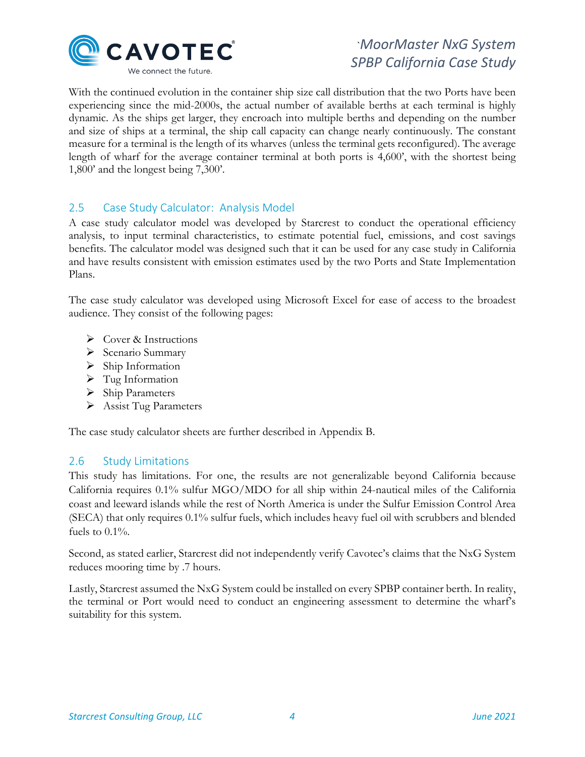With the continued evolution in the container ship size call distribution that the two Ports have been experiencing since the mid-2000s, the actual number of available berths at each terminal is highly dynamic. As the ships get larger, they encroach into multiple berths and depending on the number and size of ships at a terminal, the ship call capacity can change nearly continuously. The constant measure for a terminal is the length of its wharves (unless the terminal gets reconfigured). The average length of wharf for the average container terminal at both ports is 4,600', with the shortest being 1,800' and the longest being 7,300'.

## 2.5 Case Study Calculator: Analysis Model

A case study calculator model was developed by Starcrest to conduct the operational efficiency analysis, to input terminal characteristics, to estimate potential fuel, emissions, and cost savings benefits. The calculator model was designed such that it can be used for any case study in California and have results consistent with emission estimates used by the two Ports and State Implementation Plans.

The case study calculator was developed using Microsoft Excel for ease of access to the broadest audience. They consist of the following pages:

- Cover & Instructions
- Scenario Summary
- Ship Information
- Tug Information
- Ship Parameters
- Assist Tug Parameters

The case study calculator sheets are further described in Appendix B.

## 2.6 Study Limitations

This study has limitations. For one, the results are not generalizable beyond California because California requires 0.1% sulfur MGO/MDO for all ship within 24-nautical miles of the California coast and leeward islands while the rest of North America is under the Sulfur Emission Control Area (SECA) that only requires 0.1% sulfur fuels, which includes heavy fuel oil with scrubbers and blended fuels to 0.1%.

Second, as stated earlier, Starcrest did not independently verify Cavotec's claims that the NxG System reduces mooring time by .7 hours.

Lastly, Starcrest assumed the NxG System could be installed on every SPBP container berth. In reality, the terminal or Port would need to conduct an engineering assessment to determine the wharf's suitability for this system.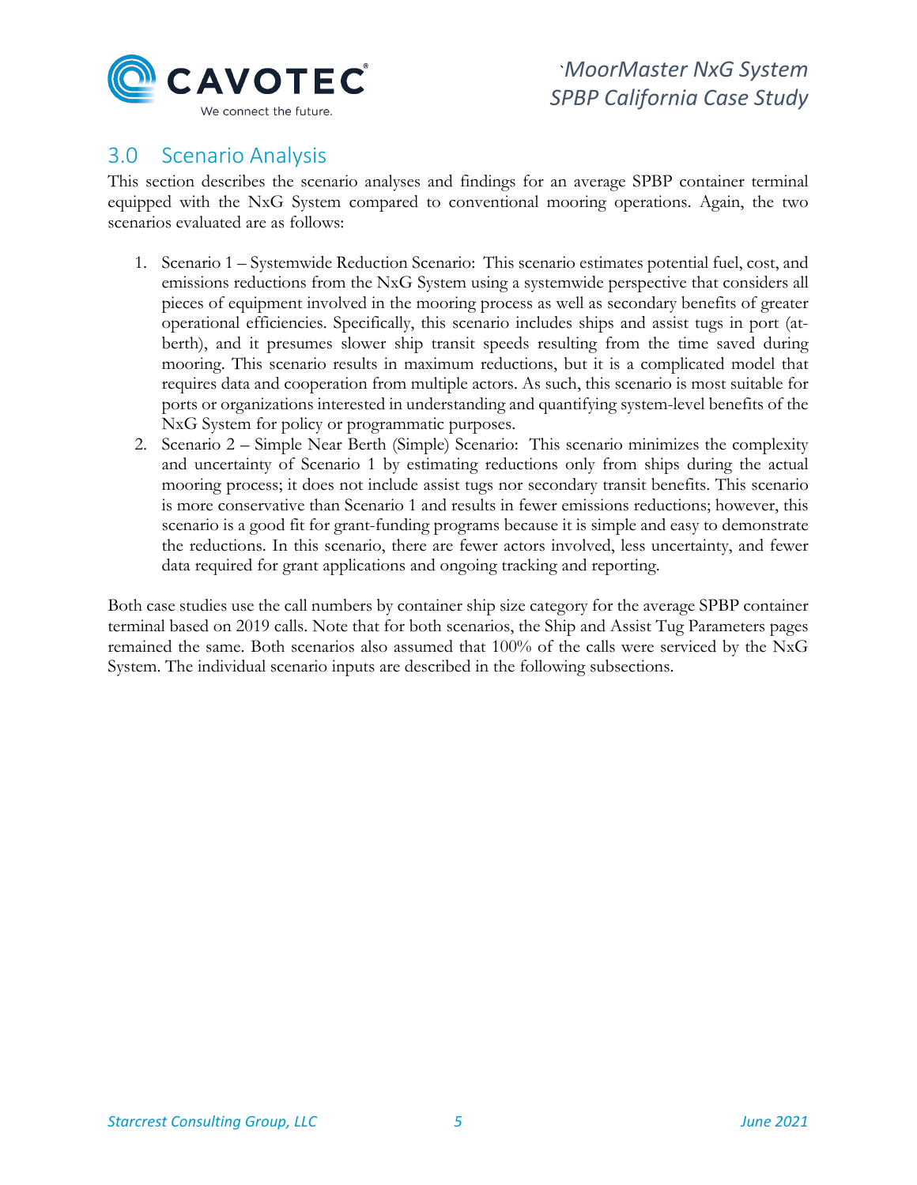## 3.0 Scenario Analysis

This section describes the scenario analyses and findings for an average SPBP container terminal equipped with the NxG System compared to conventional mooring operations. Again, the two scenarios evaluated are as follows:

1. Scenario 1 – Systemwide Reduction Scenario: This scenario estimates potential fuel, cost, and emissions reductions from the NxG System using a systemwide perspective that considers all pieces of equipment involved in the mooring process as well as secondary benefits of greater operational efficiencies. Specifically, this scenario includes ships and assist tugs in port (at-berth), and it presumes slower ship transit speeds resulting from the time saved during mooring. This scenario results in maximum reductions, but it is a complicated model that requires data and cooperation from multiple actors. As such, this scenario is most suitable for ports or organizations interested in understanding and quantifying system-level benefits of the NxG System for policy or programmatic purposes.
2. Scenario 2 – Simple Near Berth (Simple) Scenario: This scenario minimizes the complexity and uncertainty of Scenario 1 by estimating reductions only from ships during the actual mooring process; it does not include assist tugs nor secondary transit benefits. This scenario is more conservative than Scenario 1 and results in fewer emissions reductions; however, this scenario is a good fit for grant-funding programs because it is simple and easy to demonstrate the reductions. In this scenario, there are fewer actors involved, less uncertainty, and fewer data required for grant applications and ongoing tracking and reporting.

Both case studies use the call numbers by container ship size category for the average SPBP container terminal based on 2019 calls. Note that for both scenarios, the Ship and Assist Tug Parameters pages remained the same. Both scenarios also assumed that 100% of the calls were serviced by the NxG System. The individual scenario inputs are described in the following subsections.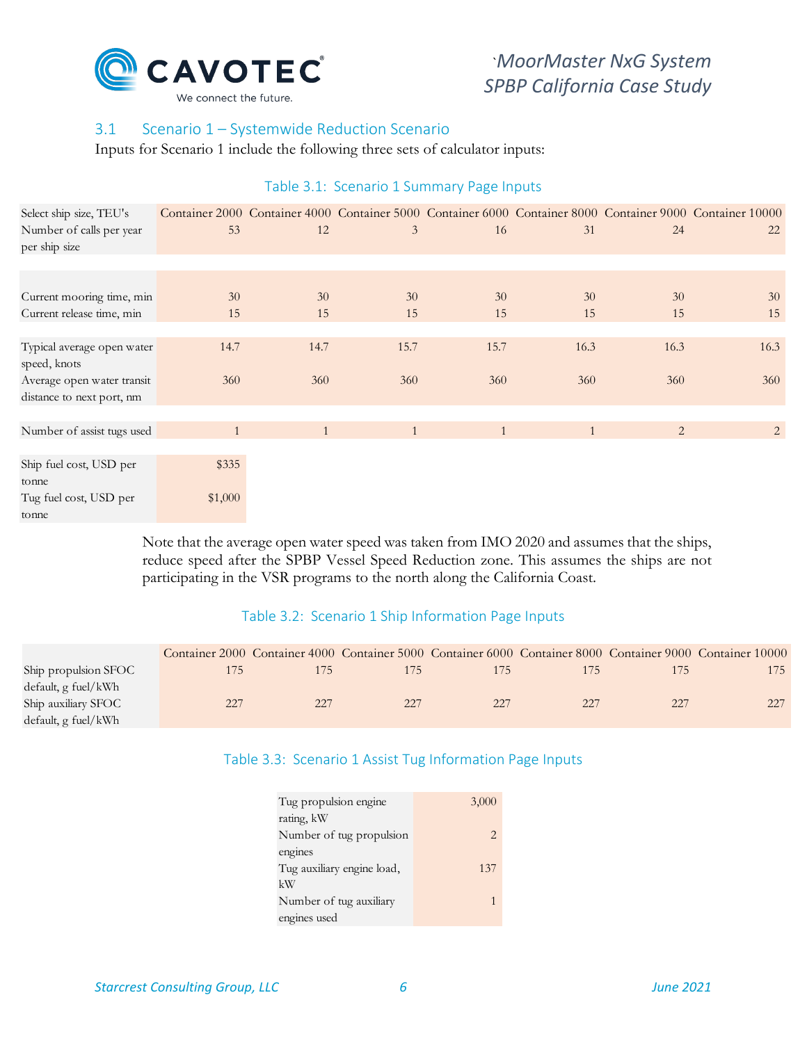### 3.1 Scenario 1 – Systemwide Reduction Scenario

Inputs for Scenario 1 include the following three sets of calculator inputs:

Table 3.1: Scenario 1 Summary Page Inputs

| Select ship size, TEU's | Container 2000 | Container 4000 | Container 5000 | Container 6000 | Container 8000 | Container 9000 | Container 10000 |
|---|---|---|---|---|---|---|---|
| Number of calls per year per ship size | 53 | 12 | 3 | 16 | 31 | 24 | 22 |
| | | | | | | | |
| Current mooring time, min | 30 | 30 | 30 | 30 | 30 | 30 | 30 |
| Current release time, min | 15 | 15 | 15 | 15 | 15 | 15 | 15 |
| | | | | | | | |
| Typical average open water speed, knots | 14.7 | 14.7 | 15.7 | 15.7 | 16.3 | 16.3 | 16.3 |
| Average open water transit distance to next port, nm | 360 | 360 | 360 | 360 | 360 | 360 | 360 |
| | | | | | | | |
| Number of assist tugs used | 1 | 1 | 1 | 1 | 1 | 2 | 2 |
| | | | | | | | |
| Ship fuel cost, USD per tonne | $335 | | | | | | |
| Tug fuel cost, USD per tonne | $1,000 | | | | | | |

Note that the average open water speed was taken from IMO 2020 and assumes that the ships, reduce speed after the SPBP Vessel Speed Reduction zone. This assumes the ships are not participating in the VSR programs to the north along the California Coast.

Table 3.2: Scenario 1 Ship Information Page Inputs

| | Container 2000 | Container 4000 | Container 5000 | Container 6000 | Container 8000 | Container 9000 | Container 10000 |
|---|---|---|---|---|---|---|---|
| Ship propulsion SFOC default, g fuel/kWh | 175 | 175 | 175 | 175 | 175 | 175 | 175 |
| Ship auxiliary SFOC default, g fuel/kWh | 227 | 227 | 227 | 227 | 227 | 227 | 227 |

Table 3.3: Scenario 1 Assist Tug Information Page Inputs

| | |
|---|---|
| Tug propulsion engine rating, kW | 3,000 |
| Number of tug propulsion engines | 2 |
| Tug auxiliary engine load, kW | 137 |
| Number of tug auxiliary engines used | 1 |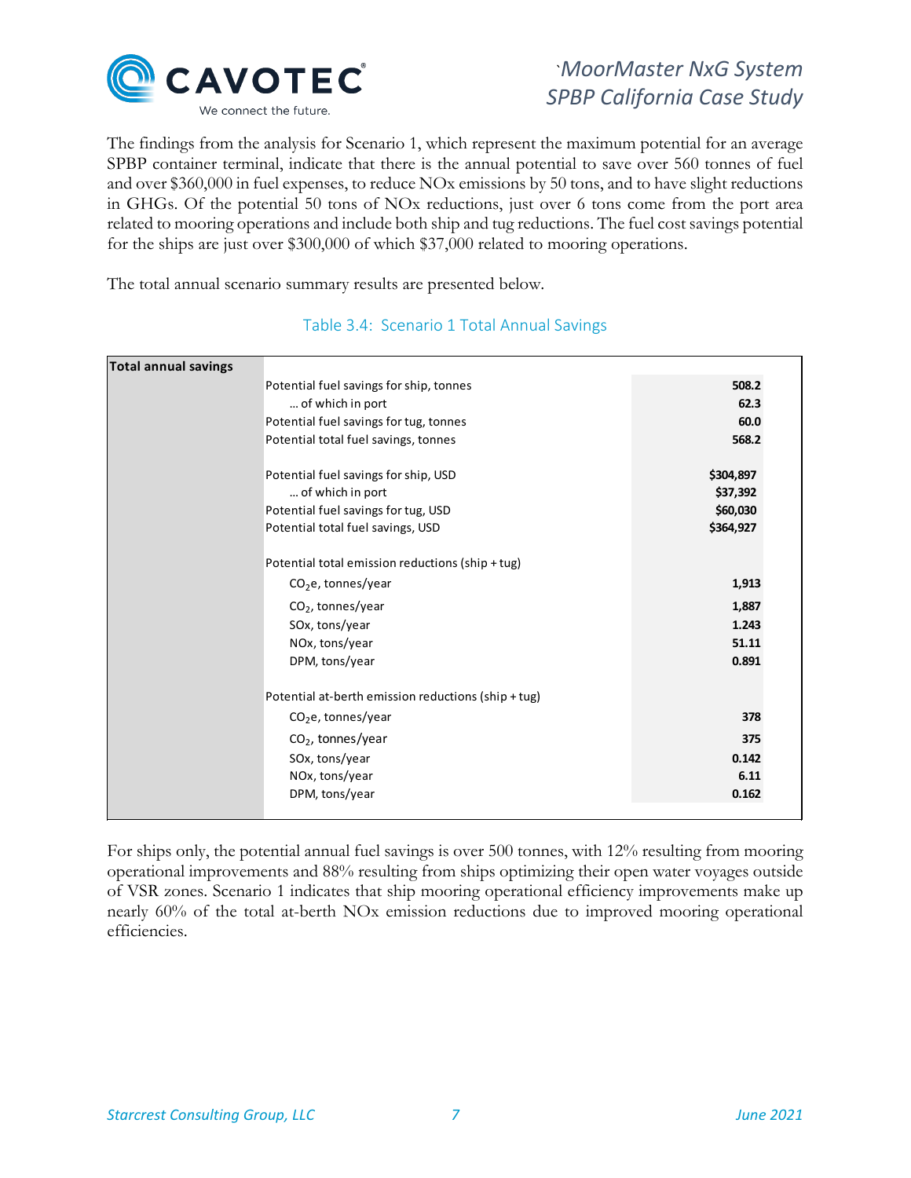The findings from the analysis for Scenario 1, which represent the maximum potential for an average SPBP container terminal, indicate that there is the annual potential to save over 560 tonnes of fuel and over $360,000 in fuel expenses, to reduce NOx emissions by 50 tons, and to have slight reductions in GHGs. Of the potential 50 tons of NOx reductions, just over 6 tons come from the port area related to mooring operations and include both ship and tug reductions. The fuel cost savings potential for the ships are just over $300,000 of which $37,000 related to mooring operations.

The total annual scenario summary results are presented below.

Table 3.4: Scenario 1 Total Annual Savings

| **Total annual savings** | | |
|---|---|---|
| | Potential fuel savings for ship, tonnes | **508.2** |
| | … of which in port | **62.3** |
| | Potential fuel savings for tug, tonnes | **60.0** |
| | Potential total fuel savings, tonnes | **568.2** |
| | | |
| | Potential fuel savings for ship, USD | **$304,897** |
| | … of which in port | **$37,392** |
| | Potential fuel savings for tug, USD | **$60,030** |
| | Potential total fuel savings, USD | **$364,927** |
| | | |
| | Potential total emission reductions (ship + tug) | |
| | $CO_2e$, tonnes/year | **1,913** |
| | $CO_2$, tonnes/year | **1,887** |
| | SOx, tons/year | **1.243** |
| | NOx, tons/year | **51.11** |
| | DPM, tons/year | **0.891** |
| | | |
| | Potential at-berth emission reductions (ship + tug) | |
| | $CO_2e$, tonnes/year | **378** |
| | $CO_2$, tonnes/year | **375** |
| | SOx, tons/year | **0.142** |
| | NOx, tons/year | **6.11** |
| | DPM, tons/year | **0.162** |

For ships only, the potential annual fuel savings is over 500 tonnes, with 12% resulting from mooring operational improvements and 88% resulting from ships optimizing their open water voyages outside of VSR zones. Scenario 1 indicates that ship mooring operational efficiency improvements make up nearly 60% of the total at-berth NOx emission reductions due to improved mooring operational efficiencies.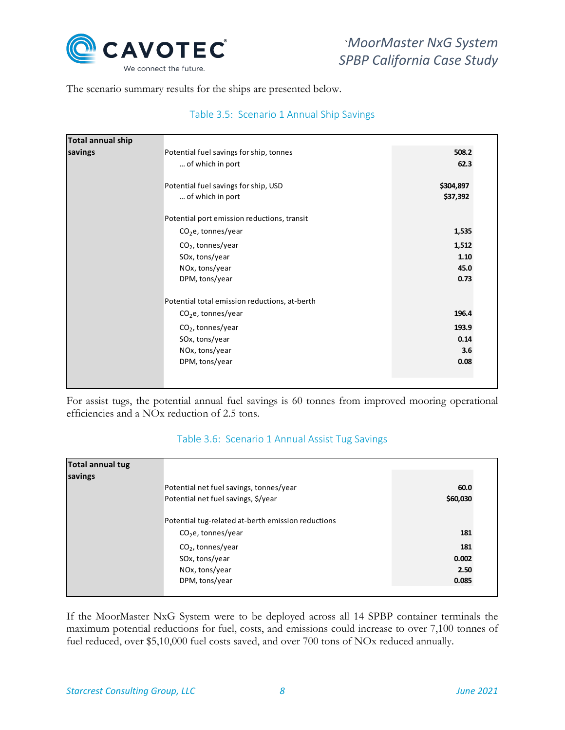The scenario summary results for the ships are presented below.

Table 3.5: Scenario 1 Annual Ship Savings

| **Total annual ship savings** | | |
|---|---|---|
| | Potential fuel savings for ship, tonnes | **508.2** |
| | … of which in port | **62.3** |
| | Potential fuel savings for ship, USD | **$304,897** |
| | … of which in port | **$37,392** |
| | Potential port emission reductions, transit | |
| | $CO_2e$, tonnes/year | **1,535** |
| | $CO_2$, tonnes/year | **1,512** |
| | SOx, tons/year | **1.10** |
| | NOx, tons/year | **45.0** |
| | DPM, tons/year | **0.73** |
| | Potential total emission reductions, at-berth | |
| | $CO_2e$, tonnes/year | **196.4** |
| | $CO_2$, tonnes/year | **193.9** |
| | SOx, tons/year | **0.14** |
| | NOx, tons/year | **3.6** |
| | DPM, tons/year | **0.08** |

For assist tugs, the potential annual fuel savings is 60 tonnes from improved mooring operational efficiencies and a NOx reduction of 2.5 tons.

Table 3.6: Scenario 1 Annual Assist Tug Savings

| **Total annual tug savings** | | |
|---|---|---|
| | Potential net fuel savings, tonnes/year | **60.0** |
| | Potential net fuel savings, $/year | **$60,030** |
| | Potential tug-related at-berth emission reductions | |
| | $CO_2e$, tonnes/year | **181** |
| | $CO_2$, tonnes/year | **181** |
| | SOx, tons/year | **0.002** |
| | NOx, tons/year | **2.50** |
| | DPM, tons/year | **0.085** |

If the MoorMaster NxG System were to be deployed across all 14 SPBP container terminals the maximum potential reductions for fuel, costs, and emissions could increase to over 7,100 tonnes of fuel reduced, over $5,10,000 fuel costs saved, and over 700 tons of NOx reduced annually.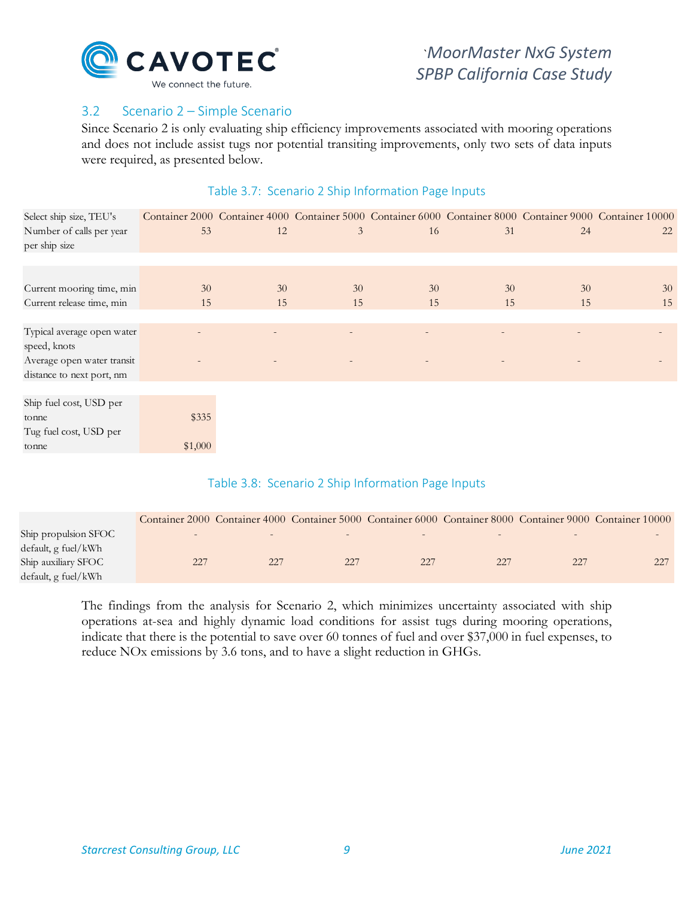## 3.2 Scenario 2 – Simple Scenario

Since Scenario 2 is only evaluating ship efficiency improvements associated with mooring operations and does not include assist tugs nor potential transiting improvements, only two sets of data inputs were required, as presented below.

Table 3.7: Scenario 2 Ship Information Page Inputs

| Select ship size, TEU's | Container 2000 | Container 4000 | Container 5000 | Container 6000 | Container 8000 | Container 9000 | Container 10000 |
|---|---|---|---|---|---|---|---|
| Number of calls per year per ship size | 53 | 12 | 3 | 16 | 31 | 24 | 22 |
| | | | | | | | |
| Current mooring time, min | 30 | 30 | 30 | 30 | 30 | 30 | 30 |
| Current release time, min | 15 | 15 | 15 | 15 | 15 | 15 | 15 |
| | | | | | | | |
| Typical average open water speed, knots | - | - | - | - | - | - | - |
| Average open water transit distance to next port, nm | - | - | - | - | - | - | - |
| | | | | | | | |
| Ship fuel cost, USD per tonne | $335 | | | | | | |
| Tug fuel cost, USD per tonne | $1,000 | | | | | | |

Table 3.8: Scenario 2 Ship Information Page Inputs

| | Container 2000 | Container 4000 | Container 5000 | Container 6000 | Container 8000 | Container 9000 | Container 10000 |
|---|---|---|---|---|---|---|---|
| Ship propulsion SFOC default, g fuel/kWh | - | - | - | - | - | - | - |
| Ship auxiliary SFOC default, g fuel/kWh | 227 | 227 | 227 | 227 | 227 | 227 | 227 |

The findings from the analysis for Scenario 2, which minimizes uncertainty associated with ship operations at-sea and highly dynamic load conditions for assist tugs during mooring operations, indicate that there is the potential to save over 60 tonnes of fuel and over $37,000 in fuel expenses, to reduce NOx emissions by 3.6 tons, and to have a slight reduction in GHGs.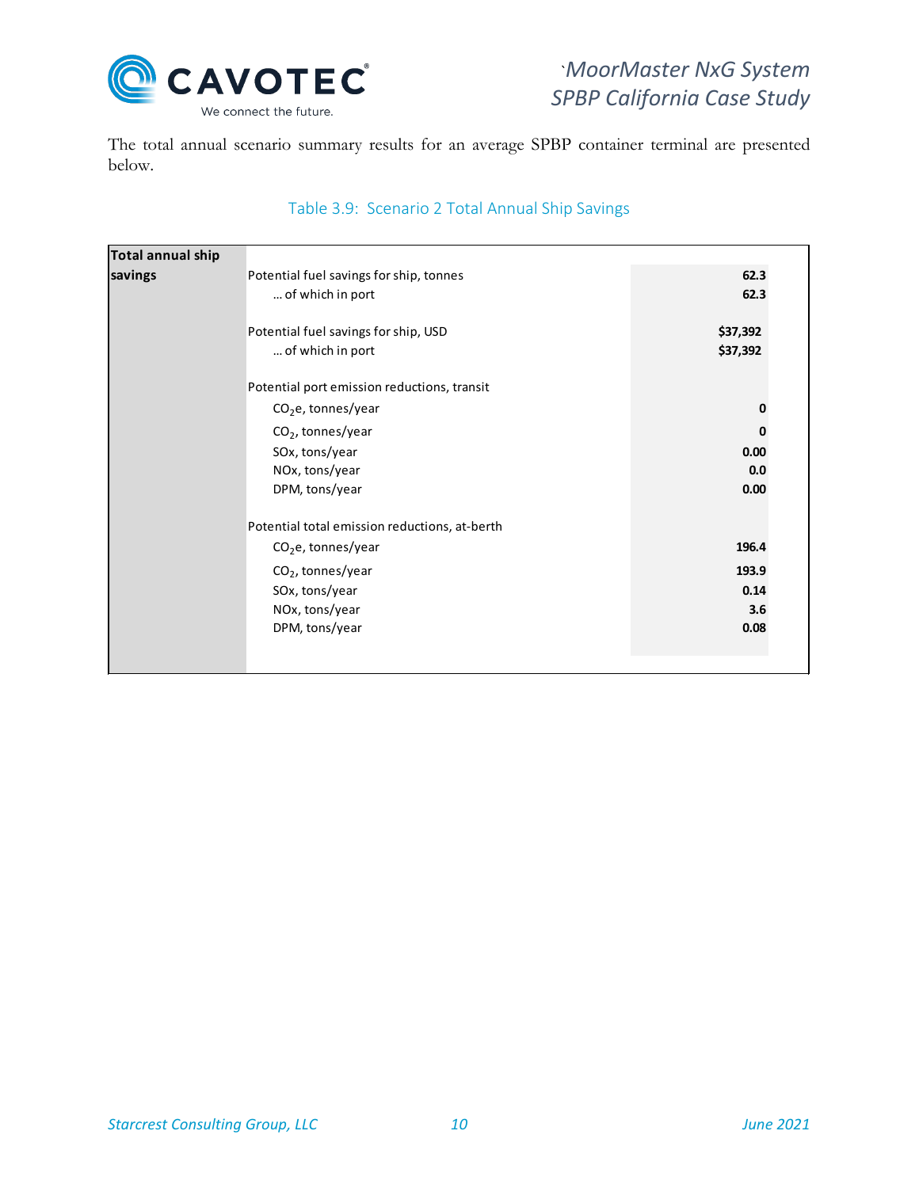The total annual scenario summary results for an average SPBP container terminal are presented below.

Table 3.9: Scenario 2 Total Annual Ship Savings

| Total annual ship savings | | |
|---|---|---|
| | Potential fuel savings for ship, tonnes | **62.3** |
| | … of which in port | **62.3** |
| | Potential fuel savings for ship, USD | **$37,392** |
| | … of which in port | **$37,392** |
| | Potential port emission reductions, transit | |
| | $CO_2e$, tonnes/year | **0** |
| | $CO_2$, tonnes/year | **0** |
| | SOx, tons/year | **0.00** |
| | NOx, tons/year | **0.0** |
| | DPM, tons/year | **0.00** |
| | Potential total emission reductions, at-berth | |
| | $CO_2e$, tonnes/year | **196.4** |
| | $CO_2$, tonnes/year | **193.9** |
| | SOx, tons/year | **0.14** |
| | NOx, tons/year | **3.6** |
| | DPM, tons/year | **0.08** |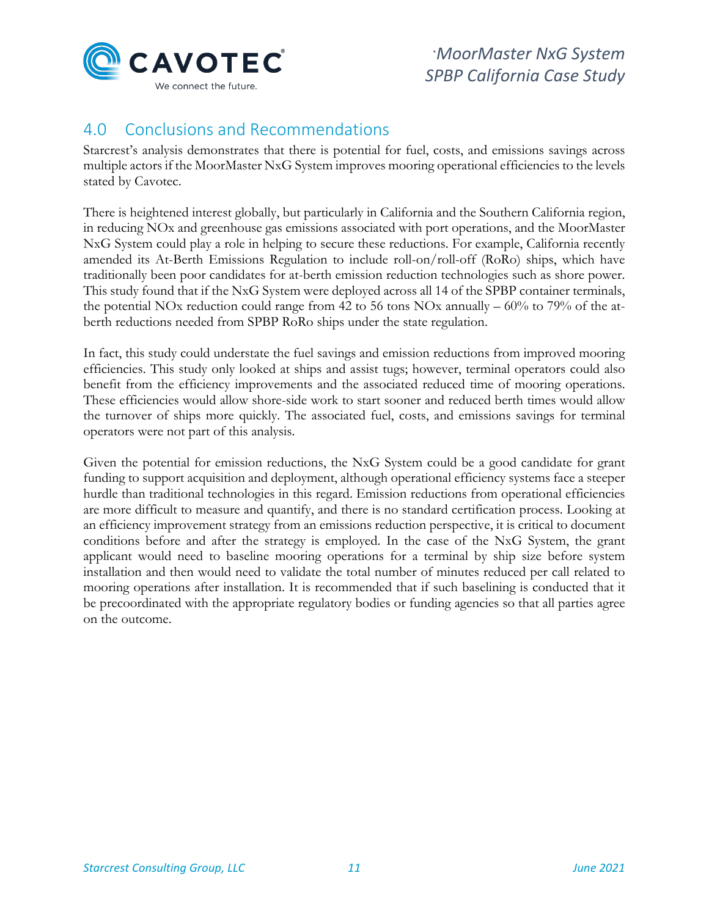## 4.0 Conclusions and Recommendations

Starcrest's analysis demonstrates that there is potential for fuel, costs, and emissions savings across multiple actors if the MoorMaster NxG System improves mooring operational efficiencies to the levels stated by Cavotec.

There is heightened interest globally, but particularly in California and the Southern California region, in reducing NOx and greenhouse gas emissions associated with port operations, and the MoorMaster NxG System could play a role in helping to secure these reductions. For example, California recently amended its At-Berth Emissions Regulation to include roll-on/roll-off (RoRo) ships, which have traditionally been poor candidates for at-berth emission reduction technologies such as shore power. This study found that if the NxG System were deployed across all 14 of the SPBP container terminals, the potential NOx reduction could range from 42 to 56 tons NOx annually – 60% to 79% of the at-berth reductions needed from SPBP RoRo ships under the state regulation.

In fact, this study could understate the fuel savings and emission reductions from improved mooring efficiencies. This study only looked at ships and assist tugs; however, terminal operators could also benefit from the efficiency improvements and the associated reduced time of mooring operations. These efficiencies would allow shore-side work to start sooner and reduced berth times would allow the turnover of ships more quickly. The associated fuel, costs, and emissions savings for terminal operators were not part of this analysis.

Given the potential for emission reductions, the NxG System could be a good candidate for grant funding to support acquisition and deployment, although operational efficiency systems face a steeper hurdle than traditional technologies in this regard. Emission reductions from operational efficiencies are more difficult to measure and quantify, and there is no standard certification process. Looking at an efficiency improvement strategy from an emissions reduction perspective, it is critical to document conditions before and after the strategy is employed. In the case of the NxG System, the grant applicant would need to baseline mooring operations for a terminal by ship size before system installation and then would need to validate the total number of minutes reduced per call related to mooring operations after installation. It is recommended that if such baselining is conducted that it be precoordinated with the appropriate regulatory bodies or funding agencies so that all parties agree on the outcome.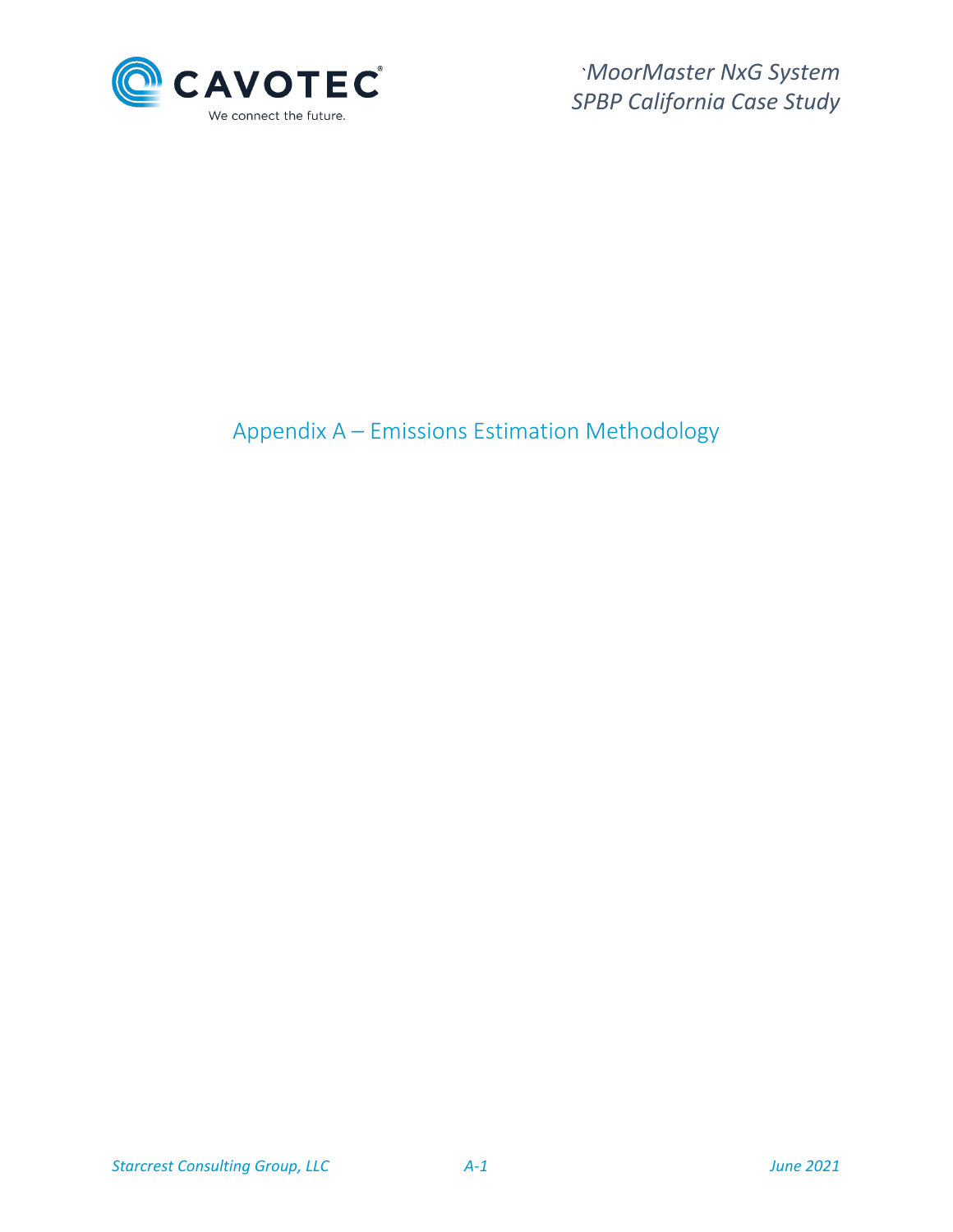# Appendix A – Emissions Estimation Methodology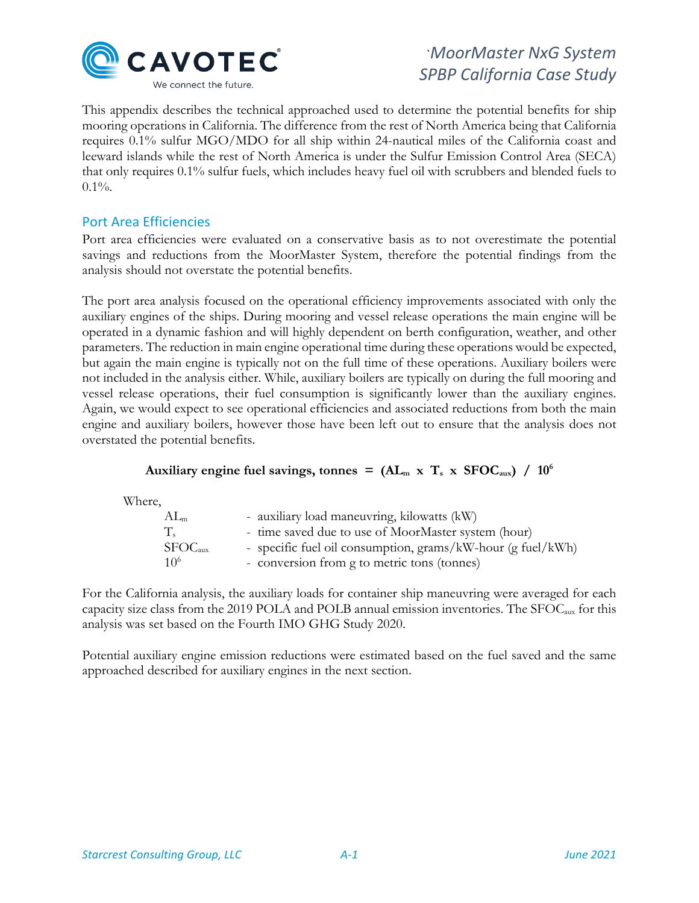This appendix describes the technical approached used to determine the potential benefits for ship mooring operations in California. The difference from the rest of North America being that California requires 0.1% sulfur MGO/MDO for all ship within 24-nautical miles of the California coast and leeward islands while the rest of North America is under the Sulfur Emission Control Area (SECA) that only requires 0.1% sulfur fuels, which includes heavy fuel oil with scrubbers and blended fuels to 0.1%.

## Port Area Efficiencies

Port area efficiencies were evaluated on a conservative basis as to not overestimate the potential savings and reductions from the MoorMaster System, therefore the potential findings from the analysis should not overstate the potential benefits.

The port area analysis focused on the operational efficiency improvements associated with only the auxiliary engines of the ships. During mooring and vessel release operations the main engine will be operated in a dynamic fashion and will highly dependent on berth configuration, weather, and other parameters. The reduction in main engine operational time during these operations would be expected, but again the main engine is typically not on the full time of these operations. Auxiliary boilers were not included in the analysis either. While, auxiliary boilers are typically on during the full mooring and vessel release operations, their fuel consumption is significantly lower than the auxiliary engines. Again, we would expect to see operational efficiencies and associated reductions from both the main engine and auxiliary boilers, however those have been left out to ensure that the analysis does not overstated the potential benefits.

$$\textbf{Auxiliary engine fuel savings, tonnes} = (AL_m \times T_s \times SFOC_{aux}) \,/\, 10^6$$

Where,

- $AL_m$ - auxiliary load maneuvring, kilowatts (kW)
- $T_s$ - time saved due to use of MoorMaster system (hour)
- $SFOC_{aux}$ - specific fuel oil consumption, grams/kW-hour (g fuel/kWh)
- $10^6$ - conversion from g to metric tons (tonnes)

For the California analysis, the auxiliary loads for container ship maneuvring were averaged for each capacity size class from the 2019 POLA and POLB annual emission inventories. The $SFOC_{aux}$ for this analysis was set based on the Fourth IMO GHG Study 2020.

Potential auxiliary engine emission reductions were estimated based on the fuel saved and the same approached described for auxiliary engines in the next section.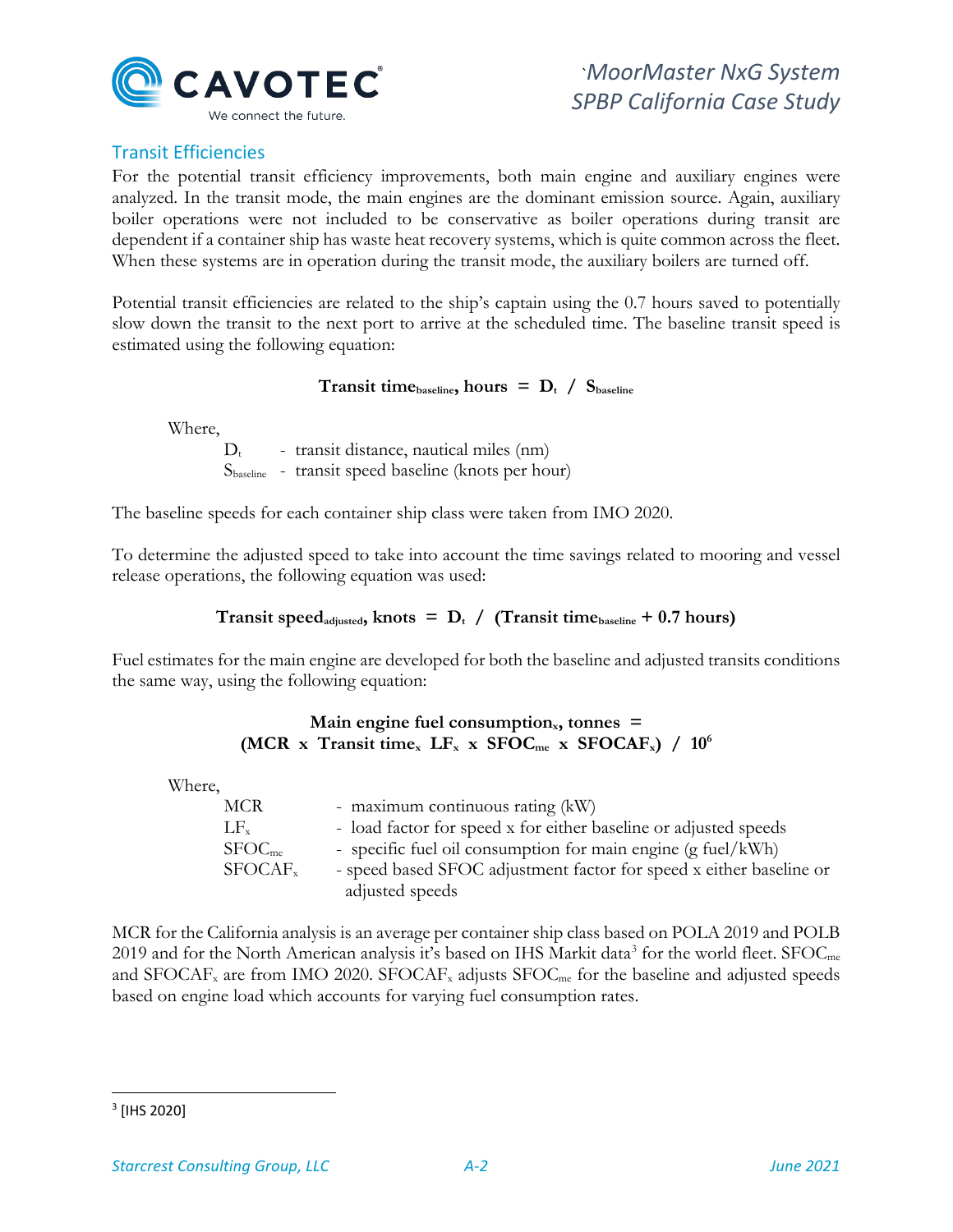## Transit Efficiencies

For the potential transit efficiency improvements, both main engine and auxiliary engines were analyzed. In the transit mode, the main engines are the dominant emission source. Again, auxiliary boiler operations were not included to be conservative as boiler operations during transit are dependent if a container ship has waste heat recovery systems, which is quite common across the fleet. When these systems are in operation during the transit mode, the auxiliary boilers are turned off.

Potential transit efficiencies are related to the ship's captain using the 0.7 hours saved to potentially slow down the transit to the next port to arrive at the scheduled time. The baseline transit speed is estimated using the following equation:

$$\textbf{Transit time}_{\textbf{baseline}}\textbf{, hours} = \textbf{D}_{\textbf{t}} \; / \; \textbf{S}_{\textbf{baseline}}$$

Where,

- $D_t$ - transit distance, nautical miles (nm)
- $S_{baseline}$ - transit speed baseline (knots per hour)

The baseline speeds for each container ship class were taken from IMO 2020.

To determine the adjusted speed to take into account the time savings related to mooring and vessel release operations, the following equation was used:

$$\textbf{Transit speed}_{\textbf{adjusted}}\textbf{, knots} = \textbf{D}_{\textbf{t}} \; / \; (\textbf{Transit time}_{\textbf{baseline}} + \textbf{0.7 hours})$$

Fuel estimates for the main engine are developed for both the baseline and adjusted transits conditions the same way, using the following equation:

$$\textbf{Main engine fuel consumption}_{\textbf{x}}\textbf{, tonnes} = (\textbf{MCR x Transit time}_{\textbf{x}} \; \textbf{LF}_{\textbf{x}} \textbf{ x SFOC}_{\textbf{me}} \textbf{ x SFOCAF}_{\textbf{x}}) \; / \; \textbf{10}^{\textbf{6}}$$

Where,

- MCR - maximum continuous rating (kW)
- $LF_x$ - load factor for speed x for either baseline or adjusted speeds
- $SFOC_{me}$ - specific fuel oil consumption for main engine (g fuel/kWh)
- $SFOCAF_x$ - speed based SFOC adjustment factor for speed x either baseline or adjusted speeds

MCR for the California analysis is an average per container ship class based on POLA 2019 and POLB 2019 and for the North American analysis it's based on IHS Markit data[3] for the world fleet. $SFOC_{me}$ and $SFOCAF_x$ are from IMO 2020. $SFOCAF_x$ adjusts $SFOC_{me}$ for the baseline and adjusted speeds based on engine load which accounts for varying fuel consumption rates.

[3] [IHS 2020]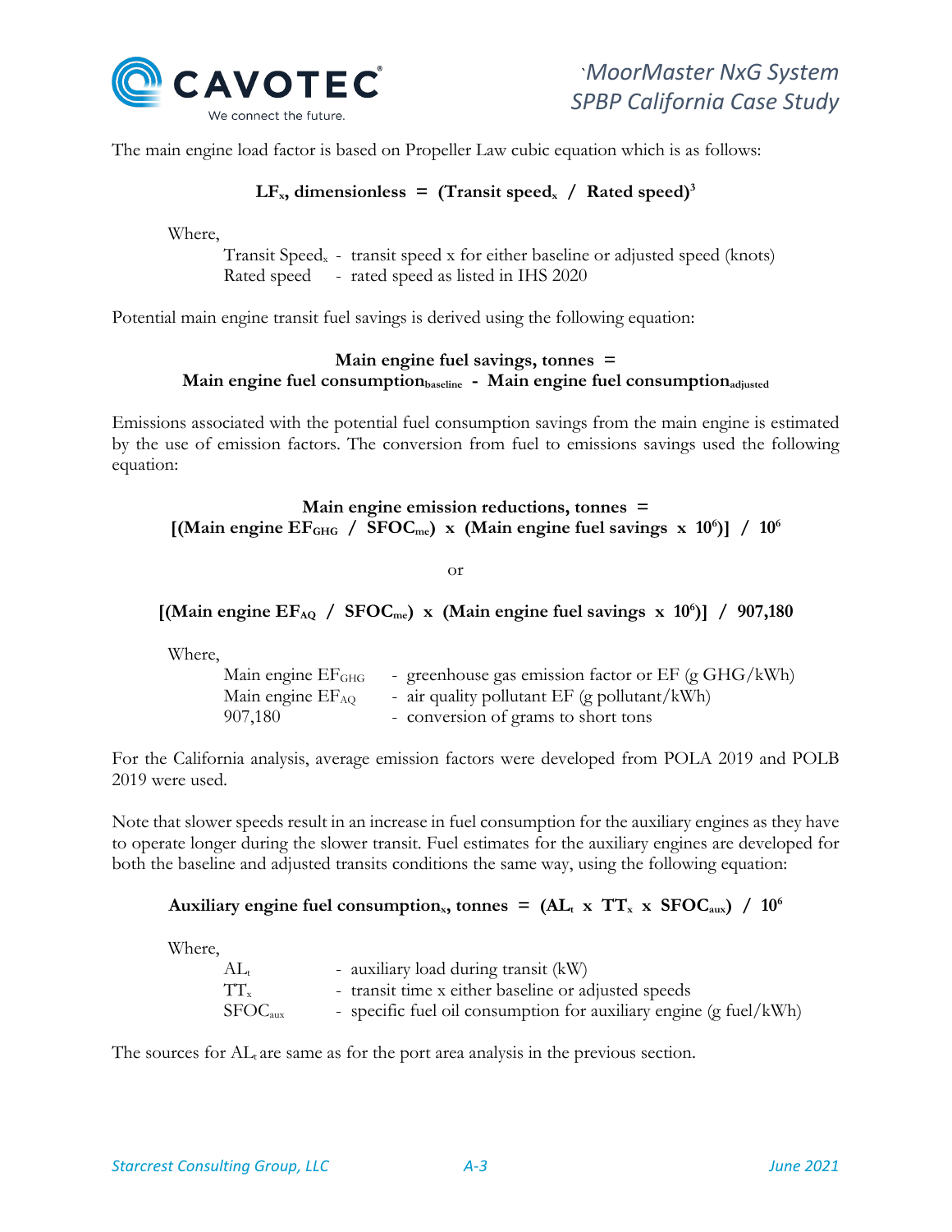The main engine load factor is based on Propeller Law cubic equation which is as follows:

$$\textbf{LF}_x\textbf{, dimensionless} = (\textbf{Transit speed}_x \ / \ \textbf{Rated speed})^3$$

Where,

- Transit Speed$_x$ - transit speed x for either baseline or adjusted speed (knots)
- Rated speed - rated speed as listed in IHS 2020

Potential main engine transit fuel savings is derived using the following equation:

$$\textbf{Main engine fuel savings, tonnes} = \textbf{Main engine fuel consumption}_{\textbf{baseline}} - \textbf{Main engine fuel consumption}_{\textbf{adjusted}}$$

Emissions associated with the potential fuel consumption savings from the main engine is estimated by the use of emission factors. The conversion from fuel to emissions savings used the following equation:

$$\textbf{Main engine emission reductions, tonnes} = [(\textbf{Main engine EF}_{\textbf{GHG}} \ / \ \textbf{SFOC}_{\textbf{me}}) \times (\textbf{Main engine fuel savings} \times 10^6)] \ / \ 10^6$$

or

$$[(\textbf{Main engine EF}_{\textbf{AQ}} \ / \ \textbf{SFOC}_{\textbf{me}}) \times (\textbf{Main engine fuel savings} \times 10^6)] \ / \ 907{,}180$$

Where,

- Main engine EF$_{GHG}$ - greenhouse gas emission factor or EF (g GHG/kWh)
- Main engine EF$_{AQ}$ - air quality pollutant EF (g pollutant/kWh)
- 907,180 - conversion of grams to short tons

For the California analysis, average emission factors were developed from POLA 2019 and POLB 2019 were used.

Note that slower speeds result in an increase in fuel consumption for the auxiliary engines as they have to operate longer during the slower transit. Fuel estimates for the auxiliary engines are developed for both the baseline and adjusted transits conditions the same way, using the following equation:

$$\textbf{Auxiliary engine fuel consumption}_x\textbf{, tonnes} = (\textbf{AL}_t \times \textbf{TT}_x \times \textbf{SFOC}_{\textbf{aux}}) \ / \ 10^6$$

Where,

- AL$_t$ - auxiliary load during transit (kW)
- TT$_x$ - transit time x either baseline or adjusted speeds
- SFOC$_{aux}$ - specific fuel oil consumption for auxiliary engine (g fuel/kWh)

The sources for AL$_t$ are same as for the port area analysis in the previous section.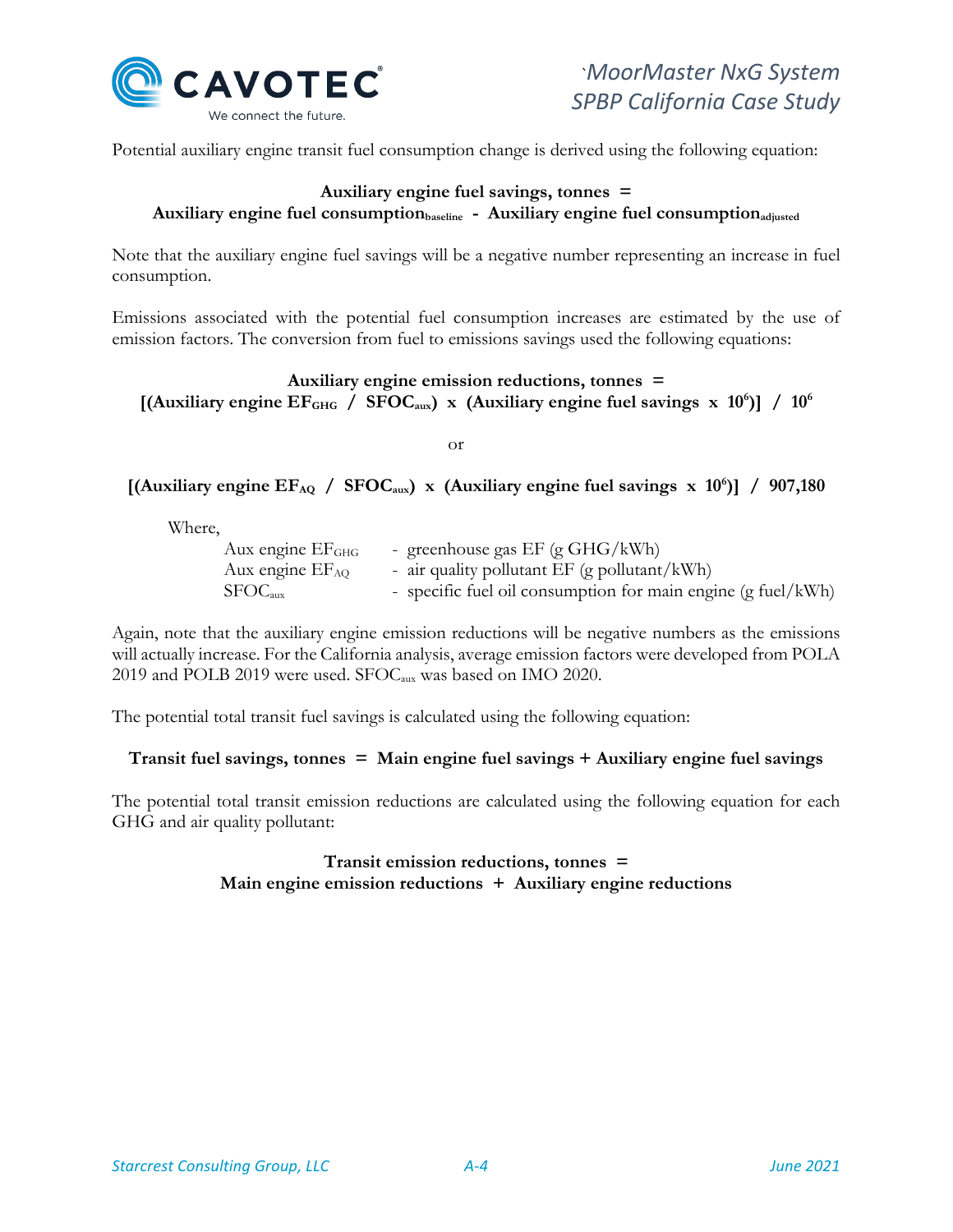Potential auxiliary engine transit fuel consumption change is derived using the following equation:

$$\textbf{Auxiliary engine fuel savings, tonnes} = \textbf{Auxiliary engine fuel consumption}_{\textbf{baseline}} - \textbf{Auxiliary engine fuel consumption}_{\textbf{adjusted}}$$

Note that the auxiliary engine fuel savings will be a negative number representing an increase in fuel consumption.

Emissions associated with the potential fuel consumption increases are estimated by the use of emission factors. The conversion from fuel to emissions savings used the following equations:

$$\textbf{Auxiliary engine emission reductions, tonnes} = [(\textbf{Auxiliary engine } EF_{GHG} \ / \ SFOC_{aux}) \times (\textbf{Auxiliary engine fuel savings} \times 10^6)] \ / \ 10^6$$

or

$$[(\textbf{Auxiliary engine } EF_{AQ} \ / \ SFOC_{aux}) \times (\textbf{Auxiliary engine fuel savings} \times 10^6)] \ / \ 907{,}180$$

Where,

| | |
|---|---|
| Aux engine $EF_{GHG}$ | - greenhouse gas EF (g GHG/kWh) |
| Aux engine $EF_{AQ}$ | - air quality pollutant EF (g pollutant/kWh) |
| $SFOC_{aux}$ | - specific fuel oil consumption for main engine (g fuel/kWh) |

Again, note that the auxiliary engine emission reductions will be negative numbers as the emissions will actually increase. For the California analysis, average emission factors were developed from POLA 2019 and POLB 2019 were used. $SFOC_{aux}$ was based on IMO 2020.

The potential total transit fuel savings is calculated using the following equation:

$$\textbf{Transit fuel savings, tonnes} = \textbf{Main engine fuel savings} + \textbf{Auxiliary engine fuel savings}$$

The potential total transit emission reductions are calculated using the following equation for each GHG and air quality pollutant:

$$\textbf{Transit emission reductions, tonnes} = \textbf{Main engine emission reductions} + \textbf{Auxiliary engine reductions}$$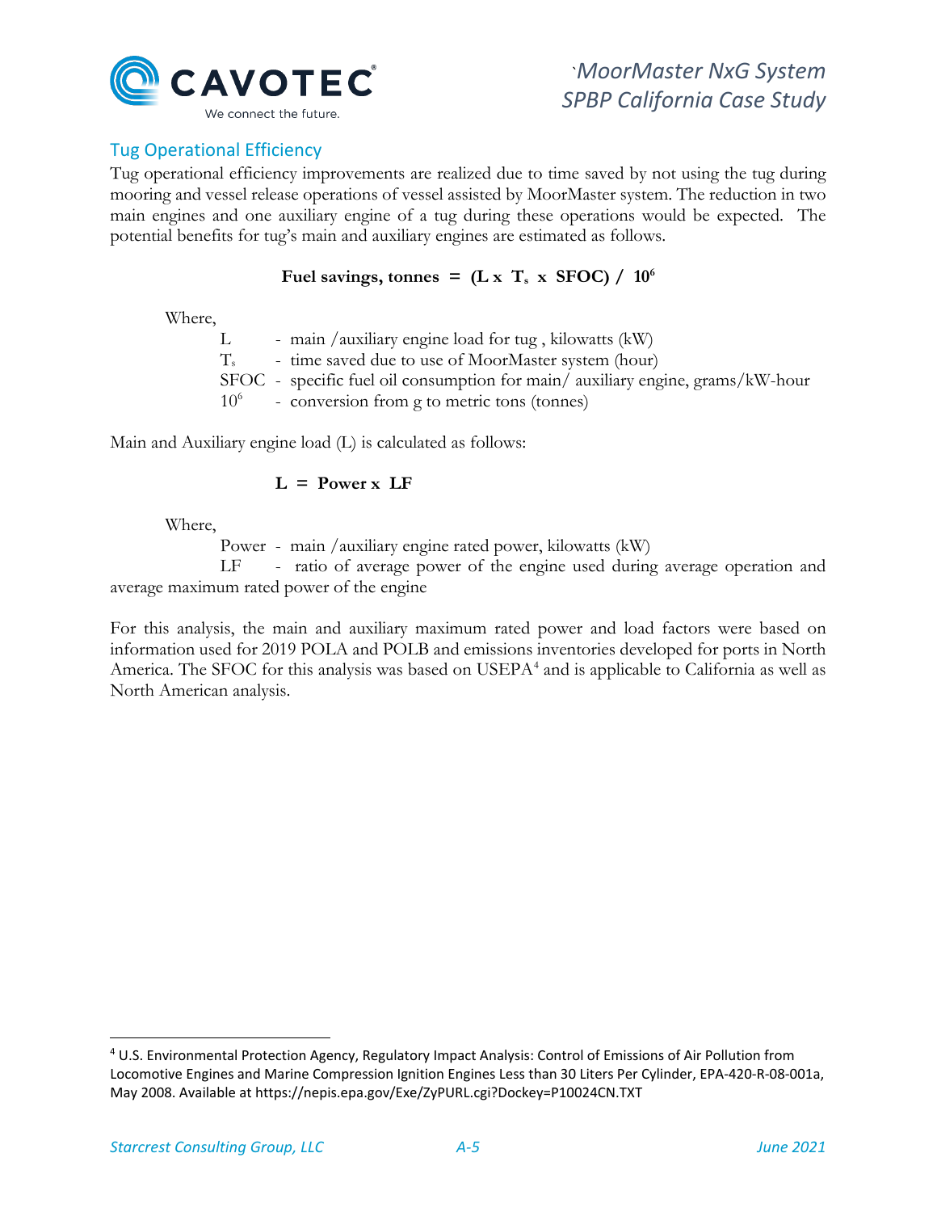## Tug Operational Efficiency

Tug operational efficiency improvements are realized due to time saved by not using the tug during mooring and vessel release operations of vessel assisted by MoorMaster system. The reduction in two main engines and one auxiliary engine of a tug during these operations would be expected. The potential benefits for tug's main and auxiliary engines are estimated as follows.

$$\textbf{Fuel savings, tonnes} = (L \times T_s \times SFOC) / 10^6$$

Where,

- $L$ - main /auxiliary engine load for tug , kilowatts (kW)
- $T_s$ - time saved due to use of MoorMaster system (hour)
- SFOC - specific fuel oil consumption for main/ auxiliary engine, grams/kW-hour
- $10^6$ - conversion from g to metric tons (tonnes)

Main and Auxiliary engine load (L) is calculated as follows:

$$L = \text{Power} \times LF$$

Where,

- Power - main /auxiliary engine rated power, kilowatts (kW)
- LF - ratio of average power of the engine used during average operation and average maximum rated power of the engine

For this analysis, the main and auxiliary maximum rated power and load factors were based on information used for 2019 POLA and POLB and emissions inventories developed for ports in North America. The SFOC for this analysis was based on USEPA[4] and is applicable to California as well as North American analysis.

[4] U.S. Environmental Protection Agency, Regulatory Impact Analysis: Control of Emissions of Air Pollution from Locomotive Engines and Marine Compression Ignition Engines Less than 30 Liters Per Cylinder, EPA-420-R-08-001a, May 2008. Available at https://nepis.epa.gov/Exe/ZyPURL.cgi?Dockey=P10024CN.TXT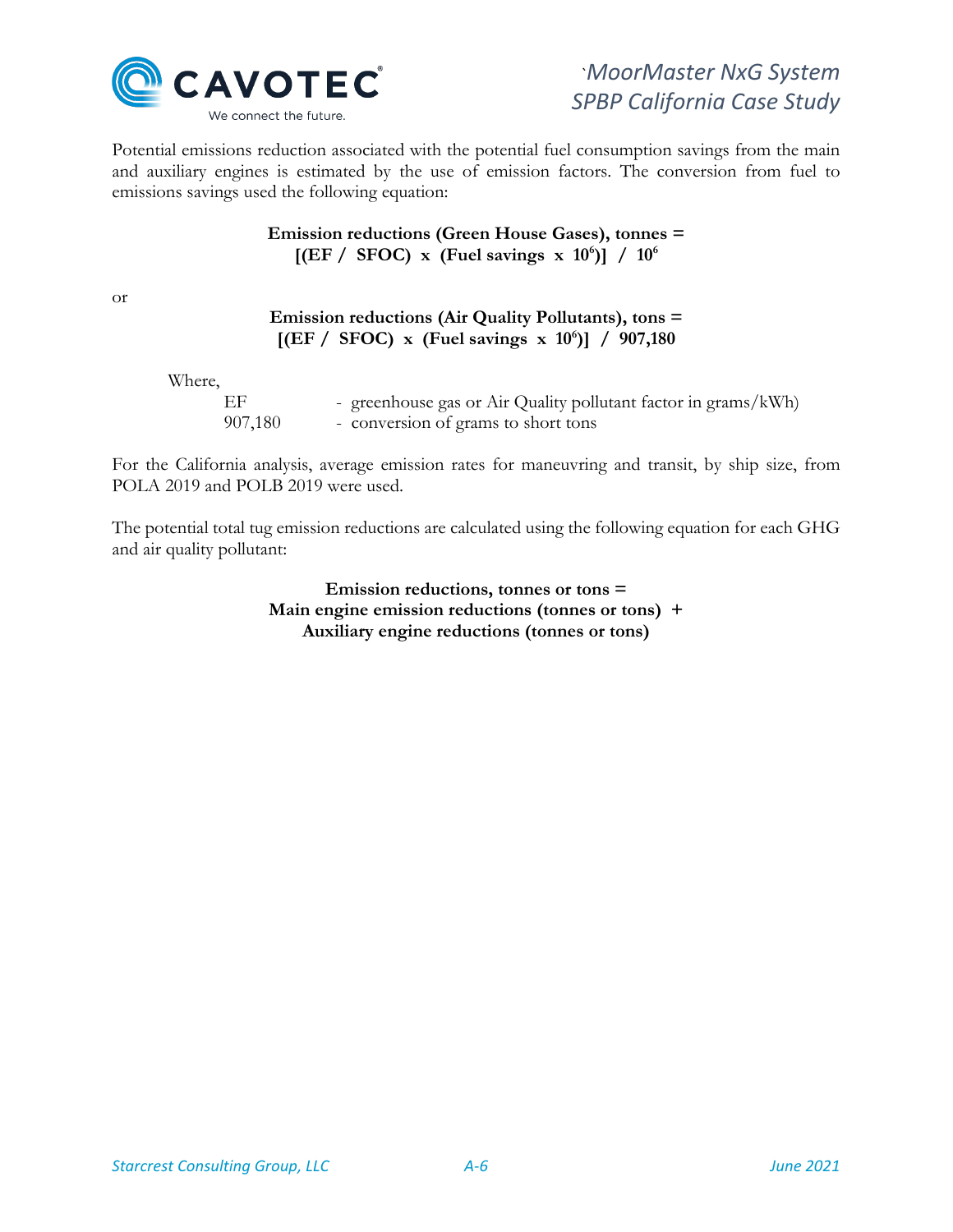Potential emissions reduction associated with the potential fuel consumption savings from the main and auxiliary engines is estimated by the use of emission factors. The conversion from fuel to emissions savings used the following equation:

**Emission reductions (Green House Gases), tonnes =**

$$[(EF\ /\ SFOC)\ \times\ (\text{Fuel savings}\ \times\ 10^6)]\ /\ 10^6$$

or

**Emission reductions (Air Quality Pollutants), tons =**

$$[(EF\ /\ SFOC)\ \times\ (\text{Fuel savings}\ \times\ 10^6)]\ /\ 907{,}180$$

Where,

EF - greenhouse gas or Air Quality pollutant factor in grams/kWh)
907,180 - conversion of grams to short tons

For the California analysis, average emission rates for maneuvring and transit, by ship size, from POLA 2019 and POLB 2019 were used.

The potential total tug emission reductions are calculated using the following equation for each GHG and air quality pollutant:

**Emission reductions, tonnes or tons =**
**Main engine emission reductions (tonnes or tons) +**
**Auxiliary engine reductions (tonnes or tons)**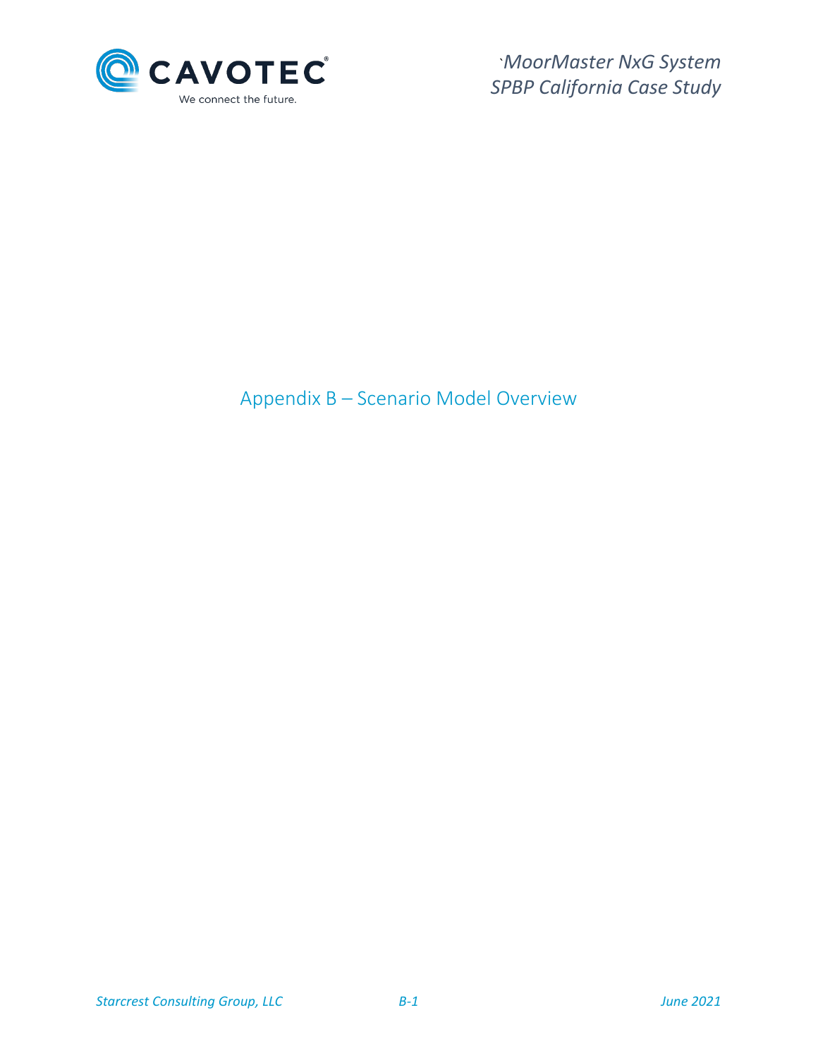# Appendix B – Scenario Model Overview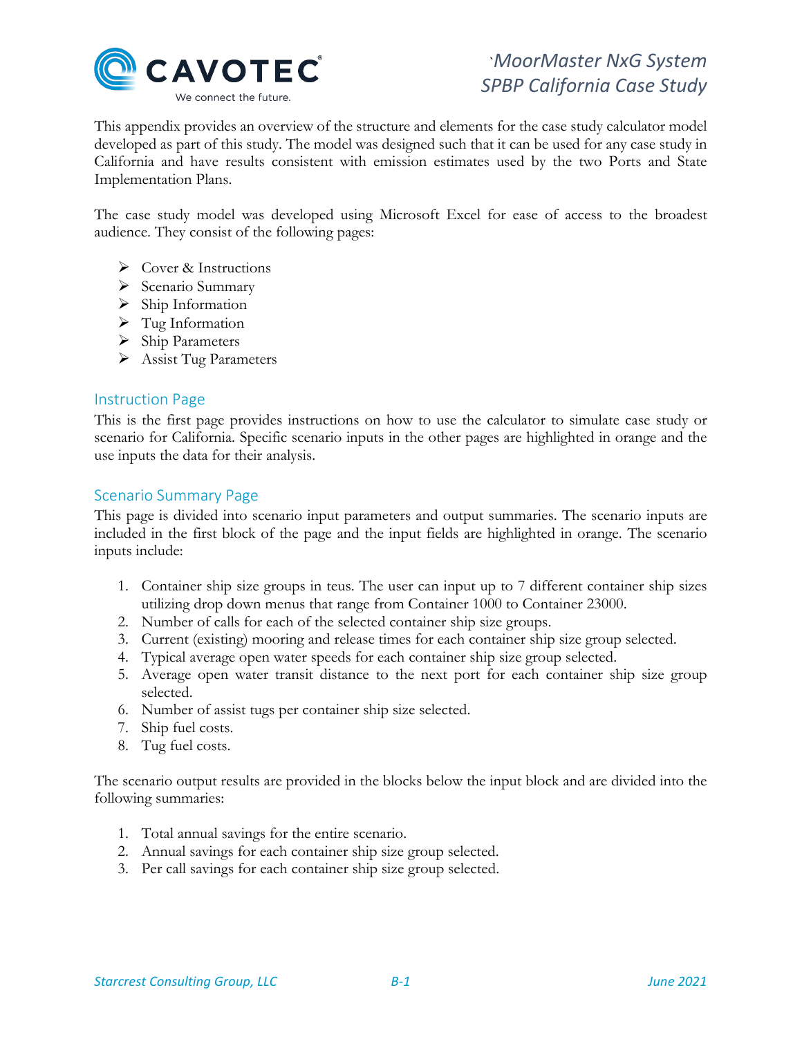This appendix provides an overview of the structure and elements for the case study calculator model developed as part of this study. The model was designed such that it can be used for any case study in California and have results consistent with emission estimates used by the two Ports and State Implementation Plans.

The case study model was developed using Microsoft Excel for ease of access to the broadest audience. They consist of the following pages:

- Cover & Instructions
- Scenario Summary
- Ship Information
- Tug Information
- Ship Parameters
- Assist Tug Parameters

## Instruction Page

This is the first page provides instructions on how to use the calculator to simulate case study or scenario for California. Specific scenario inputs in the other pages are highlighted in orange and the use inputs the data for their analysis.

## Scenario Summary Page

This page is divided into scenario input parameters and output summaries. The scenario inputs are included in the first block of the page and the input fields are highlighted in orange. The scenario inputs include:

1. Container ship size groups in teus. The user can input up to 7 different container ship sizes utilizing drop down menus that range from Container 1000 to Container 23000.
2. Number of calls for each of the selected container ship size groups.
3. Current (existing) mooring and release times for each container ship size group selected.
4. Typical average open water speeds for each container ship size group selected.
5. Average open water transit distance to the next port for each container ship size group selected.
6. Number of assist tugs per container ship size selected.
7. Ship fuel costs.
8. Tug fuel costs.

The scenario output results are provided in the blocks below the input block and are divided into the following summaries:

1. Total annual savings for the entire scenario.
2. Annual savings for each container ship size group selected.
3. Per call savings for each container ship size group selected.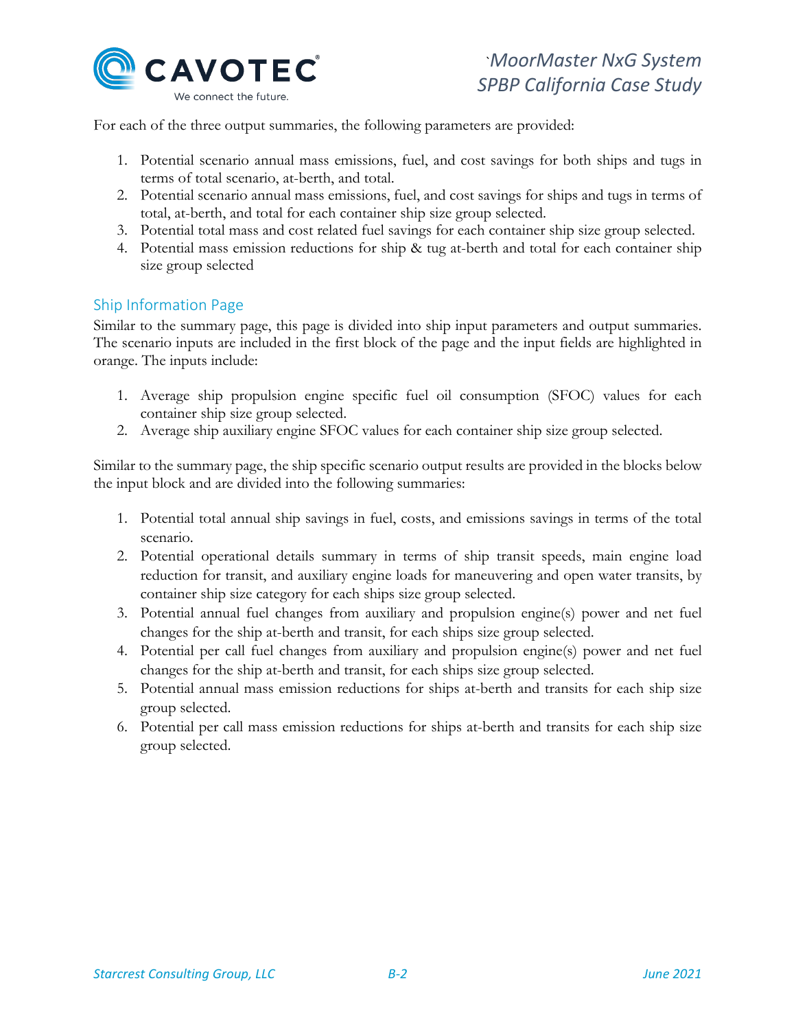For each of the three output summaries, the following parameters are provided:

1. Potential scenario annual mass emissions, fuel, and cost savings for both ships and tugs in terms of total scenario, at-berth, and total.
2. Potential scenario annual mass emissions, fuel, and cost savings for ships and tugs in terms of total, at-berth, and total for each container ship size group selected.
3. Potential total mass and cost related fuel savings for each container ship size group selected.
4. Potential mass emission reductions for ship & tug at-berth and total for each container ship size group selected

## Ship Information Page

Similar to the summary page, this page is divided into ship input parameters and output summaries. The scenario inputs are included in the first block of the page and the input fields are highlighted in orange. The inputs include:

1. Average ship propulsion engine specific fuel oil consumption (SFOC) values for each container ship size group selected.
2. Average ship auxiliary engine SFOC values for each container ship size group selected.

Similar to the summary page, the ship specific scenario output results are provided in the blocks below the input block and are divided into the following summaries:

1. Potential total annual ship savings in fuel, costs, and emissions savings in terms of the total scenario.
2. Potential operational details summary in terms of ship transit speeds, main engine load reduction for transit, and auxiliary engine loads for maneuvering and open water transits, by container ship size category for each ships size group selected.
3. Potential annual fuel changes from auxiliary and propulsion engine(s) power and net fuel changes for the ship at-berth and transit, for each ships size group selected.
4. Potential per call fuel changes from auxiliary and propulsion engine(s) power and net fuel changes for the ship at-berth and transit, for each ships size group selected.
5. Potential annual mass emission reductions for ships at-berth and transits for each ship size group selected.
6. Potential per call mass emission reductions for ships at-berth and transits for each ship size group selected.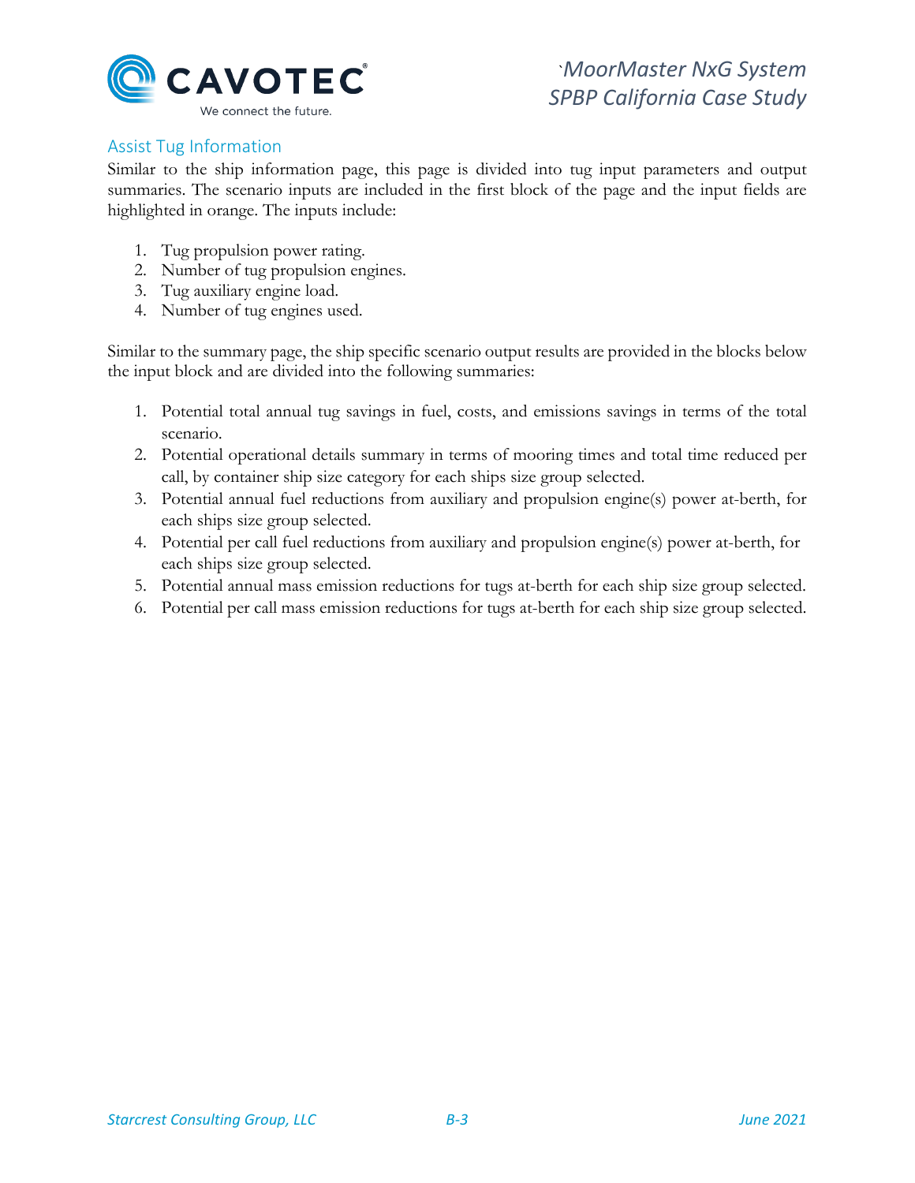## Assist Tug Information

Similar to the ship information page, this page is divided into tug input parameters and output summaries. The scenario inputs are included in the first block of the page and the input fields are highlighted in orange. The inputs include:

1. Tug propulsion power rating.
2. Number of tug propulsion engines.
3. Tug auxiliary engine load.
4. Number of tug engines used.

Similar to the summary page, the ship specific scenario output results are provided in the blocks below the input block and are divided into the following summaries:

1. Potential total annual tug savings in fuel, costs, and emissions savings in terms of the total scenario.
2. Potential operational details summary in terms of mooring times and total time reduced per call, by container ship size category for each ships size group selected.
3. Potential annual fuel reductions from auxiliary and propulsion engine(s) power at-berth, for each ships size group selected.
4. Potential per call fuel reductions from auxiliary and propulsion engine(s) power at-berth, for each ships size group selected.
5. Potential annual mass emission reductions for tugs at-berth for each ship size group selected.
6. Potential per call mass emission reductions for tugs at-berth for each ship size group selected.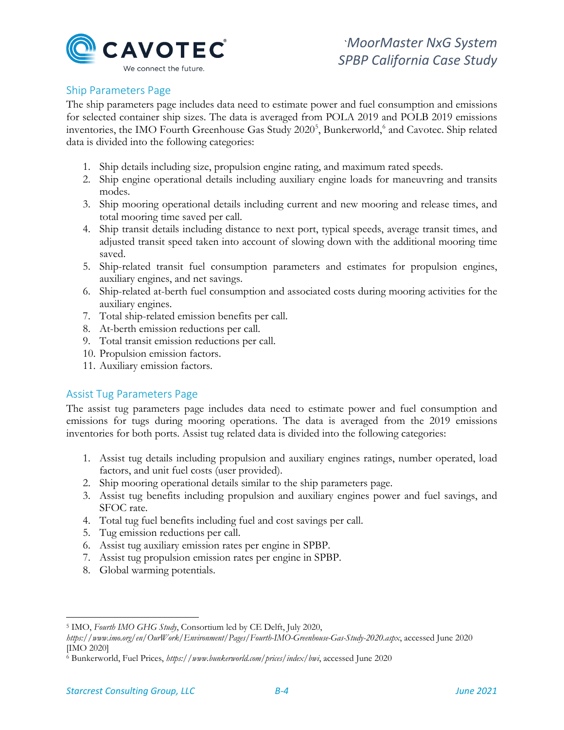## Ship Parameters Page

The ship parameters page includes data need to estimate power and fuel consumption and emissions for selected container ship sizes. The data is averaged from POLA 2019 and POLB 2019 emissions inventories, the IMO Fourth Greenhouse Gas Study 2020[5], Bunkerworld,[6] and Cavotec. Ship related data is divided into the following categories:

1. Ship details including size, propulsion engine rating, and maximum rated speeds.
2. Ship engine operational details including auxiliary engine loads for maneuvring and transits modes.
3. Ship mooring operational details including current and new mooring and release times, and total mooring time saved per call.
4. Ship transit details including distance to next port, typical speeds, average transit times, and adjusted transit speed taken into account of slowing down with the additional mooring time saved.
5. Ship-related transit fuel consumption parameters and estimates for propulsion engines, auxiliary engines, and net savings.
6. Ship-related at-berth fuel consumption and associated costs during mooring activities for the auxiliary engines.
7. Total ship-related emission benefits per call.
8. At-berth emission reductions per call.
9. Total transit emission reductions per call.
10. Propulsion emission factors.
11. Auxiliary emission factors.

## Assist Tug Parameters Page

The assist tug parameters page includes data need to estimate power and fuel consumption and emissions for tugs during mooring operations. The data is averaged from the 2019 emissions inventories for both ports. Assist tug related data is divided into the following categories:

1. Assist tug details including propulsion and auxiliary engines ratings, number operated, load factors, and unit fuel costs (user provided).
2. Ship mooring operational details similar to the ship parameters page.
3. Assist tug benefits including propulsion and auxiliary engines power and fuel savings, and SFOC rate.
4. Total tug fuel benefits including fuel and cost savings per call.
5. Tug emission reductions per call.
6. Assist tug auxiliary emission rates per engine in SPBP.
7. Assist tug propulsion emission rates per engine in SPBP.
8. Global warming potentials.

---

[5] IMO, *Fourth IMO GHG Study*, Consortium led by CE Delft, July 2020, *https://www.imo.org/en/OurWork/Environment/Pages/Fourth-IMO-Greenhouse-Gas-Study-2020.aspx*, accessed June 2020 [IMO 2020]

[6] Bunkerworld, Fuel Prices, *https://www.bunkerworld.com/prices/index/bwi*, accessed June 2020